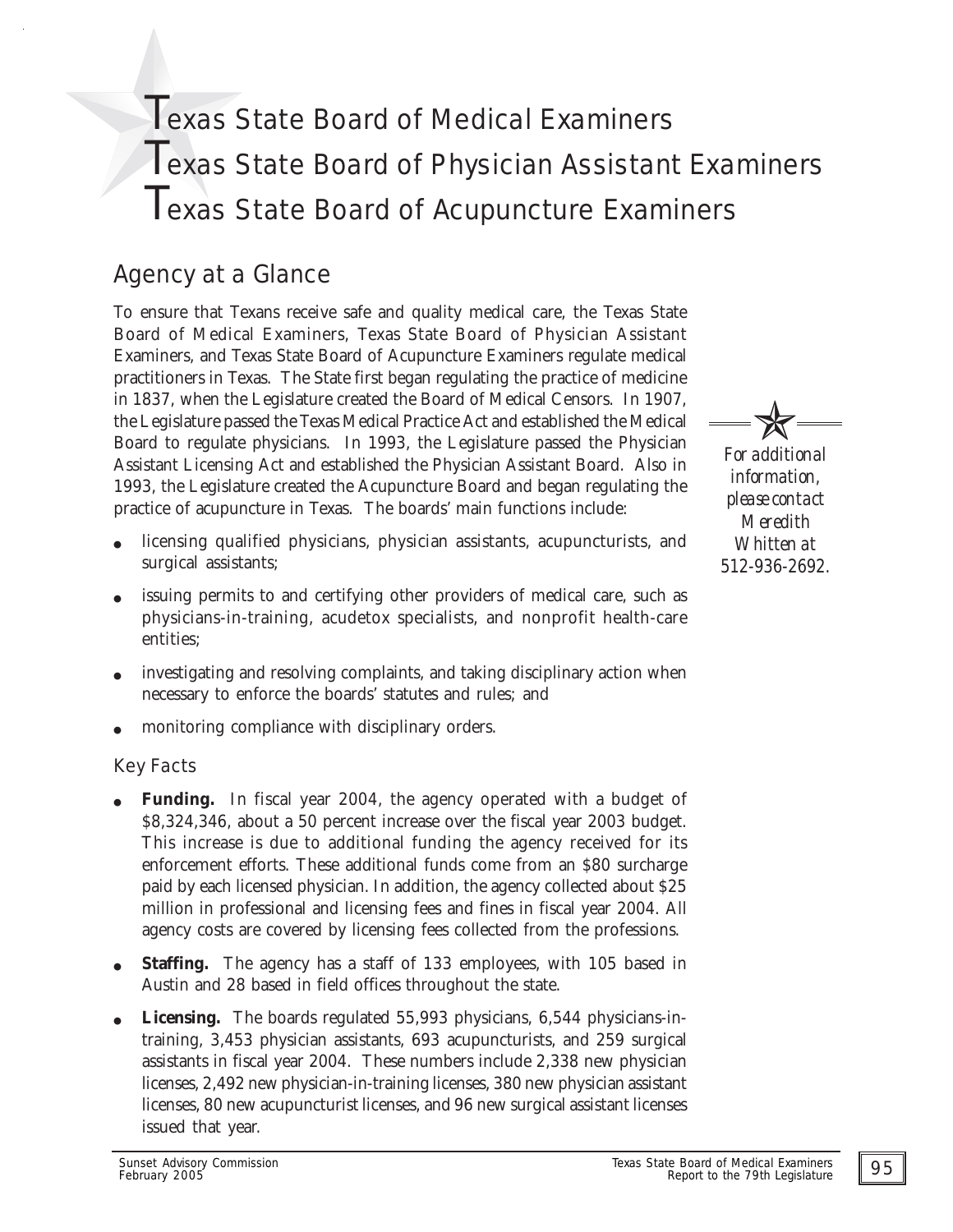# Texas State Board of Medical Examiners
# Texas State Board of Physician Assistant Examiners
# Texas State Board of Acupuncture Examiners

## Agency at a Glance

To ensure that Texans receive safe and quality medical care, the Texas State Board of Medical Examiners, Texas State Board of Physician Assistant Examiners, and Texas State Board of Acupuncture Examiners regulate medical practitioners in Texas. The State first began regulating the practice of medicine in 1837, when the Legislature created the Board of Medical Censors. In 1907, the Legislature passed the Texas Medical Practice Act and established the Medical Board to regulate physicians. In 1993, the Legislature passed the Physician Assistant Licensing Act and established the Physician Assistant Board. Also in 1993, the Legislature created the Acupuncture Board and began regulating the practice of acupuncture in Texas. The boards' main functions include:

- licensing qualified physicians, physician assistants, acupuncturists, and surgical assistants;
- issuing permits to and certifying other providers of medical care, such as physicians-in-training, acudetox specialists, and nonprofit health-care entities;
- investigating and resolving complaints, and taking disciplinary action when necessary to enforce the boards' statutes and rules; and
- monitoring compliance with disciplinary orders.

*For additional information, please contact Meredith Whitten at 512-936-2692.*

### Key Facts

- **Funding.** In fiscal year 2004, the agency operated with a budget of $8,324,346, about a 50 percent increase over the fiscal year 2003 budget. This increase is due to additional funding the agency received for its enforcement efforts. These additional funds come from an $80 surcharge paid by each licensed physician. In addition, the agency collected about $25 million in professional and licensing fees and fines in fiscal year 2004. All agency costs are covered by licensing fees collected from the professions.
- **Staffing.** The agency has a staff of 133 employees, with 105 based in Austin and 28 based in field offices throughout the state.
- **Licensing.** The boards regulated 55,993 physicians, 6,544 physicians-in-training, 3,453 physician assistants, 693 acupuncturists, and 259 surgical assistants in fiscal year 2004. These numbers include 2,338 new physician licenses, 2,492 new physician-in-training licenses, 380 new physician assistant licenses, 80 new acupuncturist licenses, and 96 new surgical assistant licenses issued that year.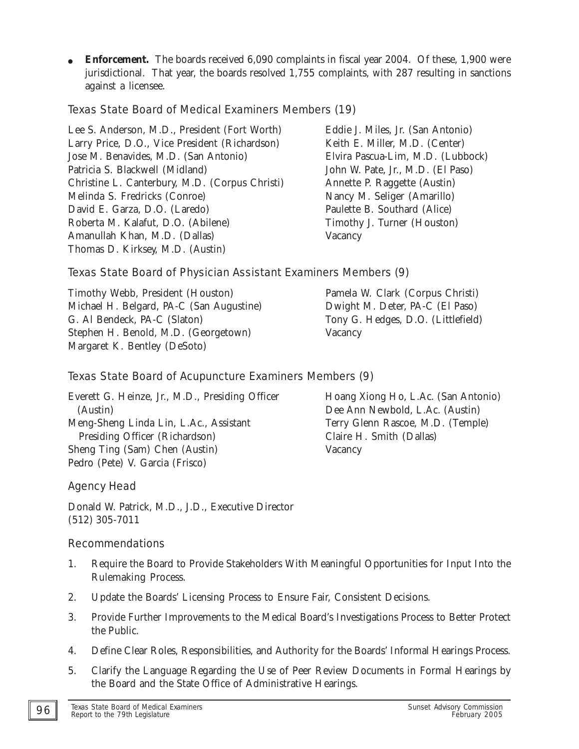- **Enforcement.** The boards received 6,090 complaints in fiscal year 2004. Of these, 1,900 were jurisdictional. That year, the boards resolved 1,755 complaints, with 287 resulting in sanctions against a licensee.

## Texas State Board of Medical Examiners Members (19)

Lee S. Anderson, M.D., President (Fort Worth)
Larry Price, D.O., Vice President (Richardson)
Jose M. Benavides, M.D. (San Antonio)
Patricia S. Blackwell (Midland)
Christine L. Canterbury, M.D. (Corpus Christi)
Melinda S. Fredricks (Conroe)
David E. Garza, D.O. (Laredo)
Roberta M. Kalafut, D.O. (Abilene)
Amanullah Khan, M.D. (Dallas)
Thomas D. Kirksey, M.D. (Austin)
Eddie J. Miles, Jr. (San Antonio)
Keith E. Miller, M.D. (Center)
Elvira Pascua-Lim, M.D. (Lubbock)
John W. Pate, Jr., M.D. (El Paso)
Annette P. Raggette (Austin)
Nancy M. Seliger (Amarillo)
Paulette B. Southard (Alice)
Timothy J. Turner (Houston)
Vacancy

## Texas State Board of Physician Assistant Examiners Members (9)

Timothy Webb, President (Houston)
Michael H. Belgard, PA-C (San Augustine)
G. Al Bendeck, PA-C (Slaton)
Stephen H. Benold, M.D. (Georgetown)
Margaret K. Bentley (DeSoto)
Pamela W. Clark (Corpus Christi)
Dwight M. Deter, PA-C (El Paso)
Tony G. Hedges, D.O. (Littlefield)
Vacancy

## Texas State Board of Acupuncture Examiners Members (9)

Everett G. Heinze, Jr., M.D., Presiding Officer (Austin)
Meng-Sheng Linda Lin, L.Ac., Assistant Presiding Officer (Richardson)
Sheng Ting (Sam) Chen (Austin)
Pedro (Pete) V. Garcia (Frisco)
Hoang Xiong Ho, L.Ac. (San Antonio)
Dee Ann Newbold, L.Ac. (Austin)
Terry Glenn Rascoe, M.D. (Temple)
Claire H. Smith (Dallas)
Vacancy

## Agency Head

Donald W. Patrick, M.D., J.D., Executive Director
(512) 305-7011

## Recommendations

1. Require the Board to Provide Stakeholders With Meaningful Opportunities for Input Into the Rulemaking Process.
2. Update the Boards' Licensing Process to Ensure Fair, Consistent Decisions.
3. Provide Further Improvements to the Medical Board's Investigations Process to Better Protect the Public.
4. Define Clear Roles, Responsibilities, and Authority for the Boards' Informal Hearings Process.
5. Clarify the Language Regarding the Use of Peer Review Documents in Formal Hearings by the Board and the State Office of Administrative Hearings.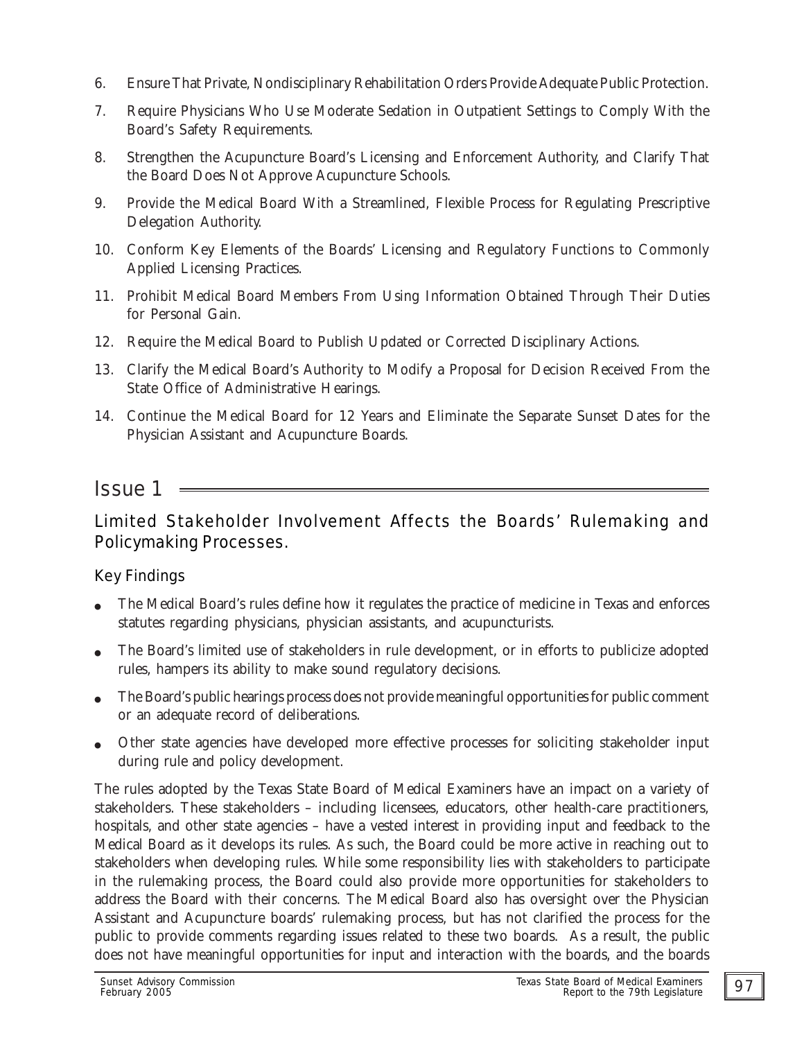6. Ensure That Private, Nondisciplinary Rehabilitation Orders Provide Adequate Public Protection.
7. Require Physicians Who Use Moderate Sedation in Outpatient Settings to Comply With the Board's Safety Requirements.
8. Strengthen the Acupuncture Board's Licensing and Enforcement Authority, and Clarify That the Board Does Not Approve Acupuncture Schools.
9. Provide the Medical Board With a Streamlined, Flexible Process for Regulating Prescriptive Delegation Authority.
10. Conform Key Elements of the Boards' Licensing and Regulatory Functions to Commonly Applied Licensing Practices.
11. Prohibit Medical Board Members From Using Information Obtained Through Their Duties for Personal Gain.
12. Require the Medical Board to Publish Updated or Corrected Disciplinary Actions.
13. Clarify the Medical Board's Authority to Modify a Proposal for Decision Received From the State Office of Administrative Hearings.
14. Continue the Medical Board for 12 Years and Eliminate the Separate Sunset Dates for the Physician Assistant and Acupuncture Boards.

# Issue 1

## Limited Stakeholder Involvement Affects the Boards' Rulemaking and Policymaking Processes.

### Key Findings

- The Medical Board's rules define how it regulates the practice of medicine in Texas and enforces statutes regarding physicians, physician assistants, and acupuncturists.
- The Board's limited use of stakeholders in rule development, or in efforts to publicize adopted rules, hampers its ability to make sound regulatory decisions.
- The Board's public hearings process does not provide meaningful opportunities for public comment or an adequate record of deliberations.
- Other state agencies have developed more effective processes for soliciting stakeholder input during rule and policy development.

The rules adopted by the Texas State Board of Medical Examiners have an impact on a variety of stakeholders. These stakeholders – including licensees, educators, other health-care practitioners, hospitals, and other state agencies – have a vested interest in providing input and feedback to the Medical Board as it develops its rules. As such, the Board could be more active in reaching out to stakeholders when developing rules. While some responsibility lies with stakeholders to participate in the rulemaking process, the Board could also provide more opportunities for stakeholders to address the Board with their concerns. The Medical Board also has oversight over the Physician Assistant and Acupuncture boards' rulemaking process, but has not clarified the process for the public to provide comments regarding issues related to these two boards. As a result, the public does not have meaningful opportunities for input and interaction with the boards, and the boards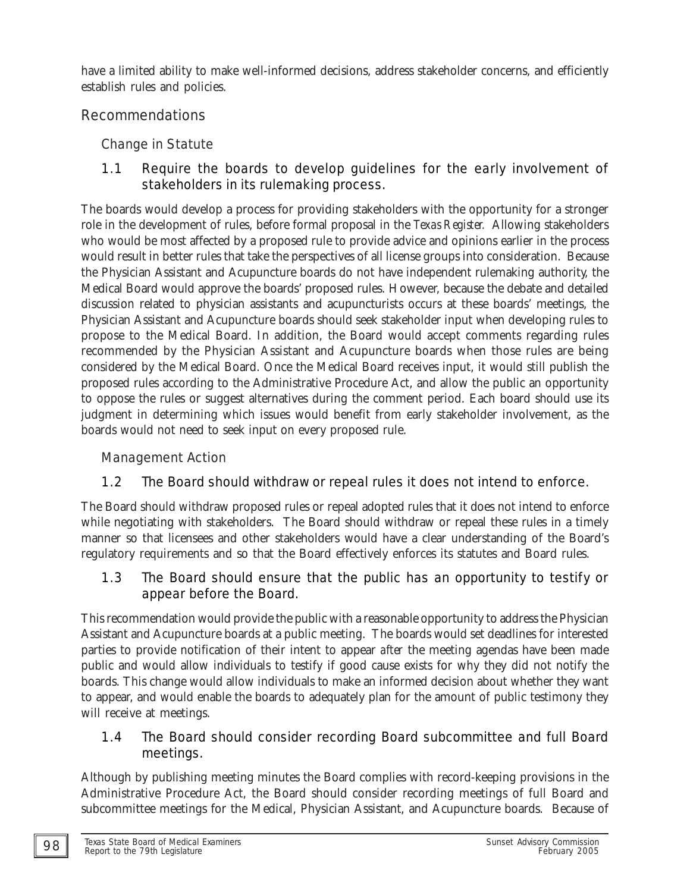have a limited ability to make well-informed decisions, address stakeholder concerns, and efficiently establish rules and policies.

## Recommendations

### Change in Statute

#### 1.1 Require the boards to develop guidelines for the early involvement of stakeholders in its rulemaking process.

The boards would develop a process for providing stakeholders with the opportunity for a stronger role in the development of rules, before formal proposal in the *Texas Register*. Allowing stakeholders who would be most affected by a proposed rule to provide advice and opinions earlier in the process would result in better rules that take the perspectives of all license groups into consideration. Because the Physician Assistant and Acupuncture boards do not have independent rulemaking authority, the Medical Board would approve the boards' proposed rules. However, because the debate and detailed discussion related to physician assistants and acupuncturists occurs at these boards' meetings, the Physician Assistant and Acupuncture boards should seek stakeholder input when developing rules to propose to the Medical Board. In addition, the Board would accept comments regarding rules recommended by the Physician Assistant and Acupuncture boards when those rules are being considered by the Medical Board. Once the Medical Board receives input, it would still publish the proposed rules according to the Administrative Procedure Act, and allow the public an opportunity to oppose the rules or suggest alternatives during the comment period. Each board should use its judgment in determining which issues would benefit from early stakeholder involvement, as the boards would not need to seek input on every proposed rule.

### Management Action

#### 1.2 The Board should withdraw or repeal rules it does not intend to enforce.

The Board should withdraw proposed rules or repeal adopted rules that it does not intend to enforce while negotiating with stakeholders. The Board should withdraw or repeal these rules in a timely manner so that licensees and other stakeholders would have a clear understanding of the Board's regulatory requirements and so that the Board effectively enforces its statutes and Board rules.

#### 1.3 The Board should ensure that the public has an opportunity to testify or appear before the Board.

This recommendation would provide the public with a reasonable opportunity to address the Physician Assistant and Acupuncture boards at a public meeting. The boards would set deadlines for interested parties to provide notification of their intent to appear *after* the meeting agendas have been made public and would allow individuals to testify if good cause exists for why they did not notify the boards. This change would allow individuals to make an informed decision about whether they want to appear, and would enable the boards to adequately plan for the amount of public testimony they will receive at meetings.

#### 1.4 The Board should consider recording Board subcommittee and full Board meetings.

Although by publishing meeting minutes the Board complies with record-keeping provisions in the Administrative Procedure Act, the Board should consider recording meetings of full Board and subcommittee meetings for the Medical, Physician Assistant, and Acupuncture boards. Because of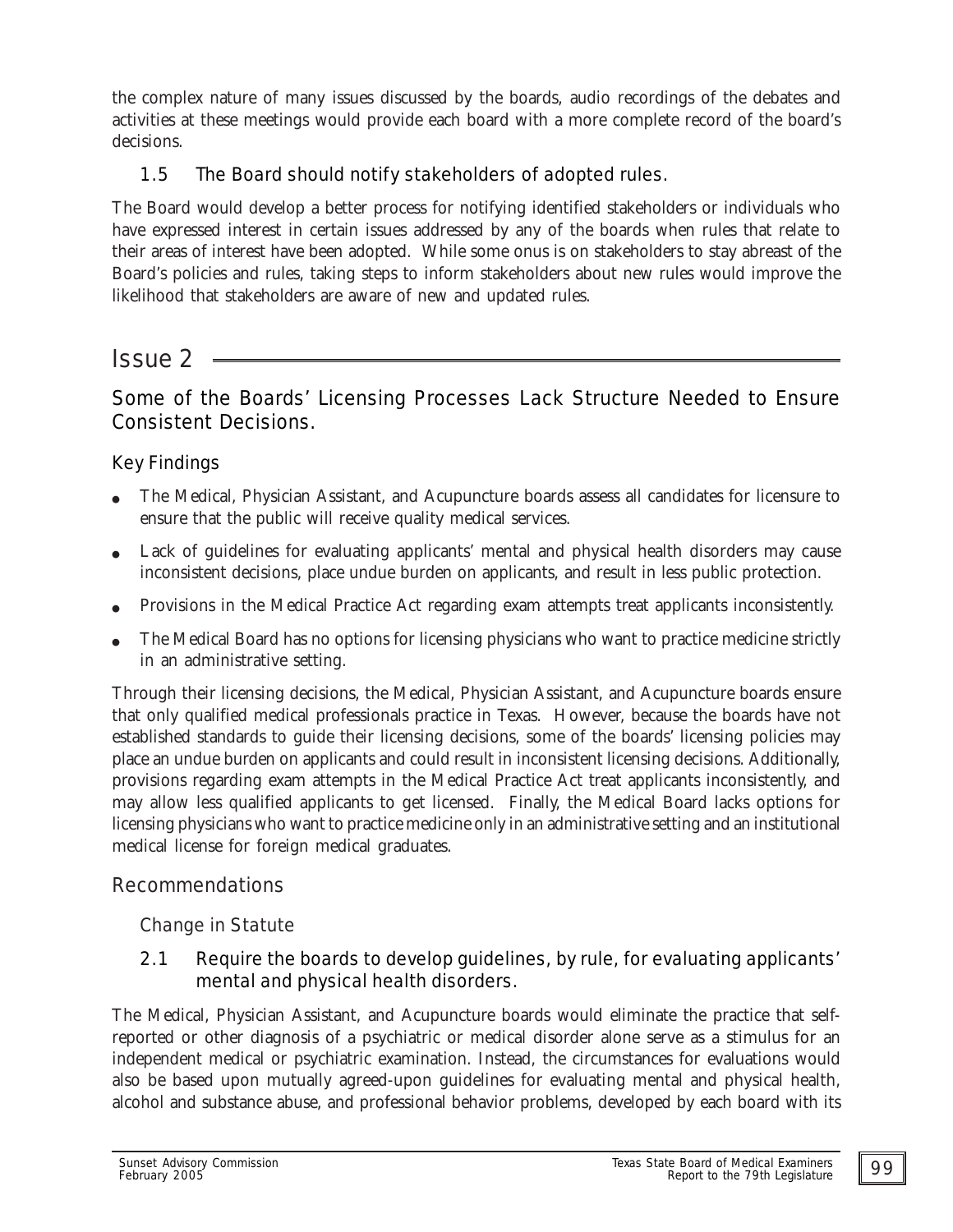the complex nature of many issues discussed by the boards, audio recordings of the debates and activities at these meetings would provide each board with a more complete record of the board's decisions.

### 1.5 The Board should notify stakeholders of adopted rules.

The Board would develop a better process for notifying identified stakeholders or individuals who have expressed interest in certain issues addressed by any of the boards when rules that relate to their areas of interest have been adopted. While some onus is on stakeholders to stay abreast of the Board's policies and rules, taking steps to inform stakeholders about new rules would improve the likelihood that stakeholders are aware of new and updated rules.

# Issue 2

## Some of the Boards' Licensing Processes Lack Structure Needed to Ensure Consistent Decisions.

### Key Findings

- The Medical, Physician Assistant, and Acupuncture boards assess all candidates for licensure to ensure that the public will receive quality medical services.
- Lack of guidelines for evaluating applicants' mental and physical health disorders may cause inconsistent decisions, place undue burden on applicants, and result in less public protection.
- Provisions in the Medical Practice Act regarding exam attempts treat applicants inconsistently.
- The Medical Board has no options for licensing physicians who want to practice medicine strictly in an administrative setting.

Through their licensing decisions, the Medical, Physician Assistant, and Acupuncture boards ensure that only qualified medical professionals practice in Texas. However, because the boards have not established standards to guide their licensing decisions, some of the boards' licensing policies may place an undue burden on applicants and could result in inconsistent licensing decisions. Additionally, provisions regarding exam attempts in the Medical Practice Act treat applicants inconsistently, and may allow less qualified applicants to get licensed. Finally, the Medical Board lacks options for licensing physicians who want to practice medicine only in an administrative setting and an institutional medical license for foreign medical graduates.

### Recommendations

#### Change in Statute

##### 2.1 Require the boards to develop guidelines, by rule, for evaluating applicants' mental and physical health disorders.

The Medical, Physician Assistant, and Acupuncture boards would eliminate the practice that self-reported or other diagnosis of a psychiatric or medical disorder alone serve as a stimulus for an independent medical or psychiatric examination. Instead, the circumstances for evaluations would also be based upon mutually agreed-upon guidelines for evaluating mental and physical health, alcohol and substance abuse, and professional behavior problems, developed by each board with its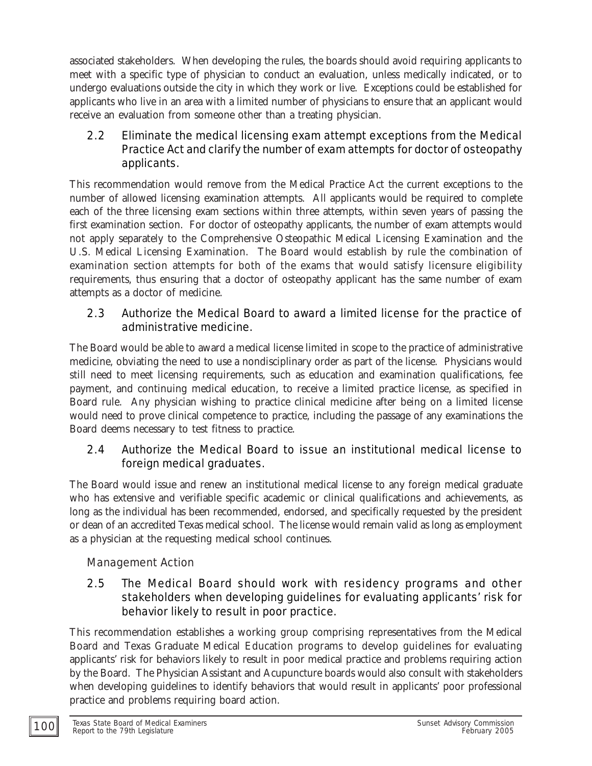associated stakeholders. When developing the rules, the boards should avoid requiring applicants to meet with a specific type of physician to conduct an evaluation, unless medically indicated, or to undergo evaluations outside the city in which they work or live. Exceptions could be established for applicants who live in an area with a limited number of physicians to ensure that an applicant would receive an evaluation from someone other than a treating physician.

### 2.2 Eliminate the medical licensing exam attempt exceptions from the Medical Practice Act and clarify the number of exam attempts for doctor of osteopathy applicants.

This recommendation would remove from the Medical Practice Act the current exceptions to the number of allowed licensing examination attempts. All applicants would be required to complete each of the three licensing exam sections within three attempts, within seven years of passing the first examination section. For doctor of osteopathy applicants, the number of exam attempts would not apply separately to the Comprehensive Osteopathic Medical Licensing Examination and the U.S. Medical Licensing Examination. The Board would establish by rule the combination of examination section attempts for both of the exams that would satisfy licensure eligibility requirements, thus ensuring that a doctor of osteopathy applicant has the same number of exam attempts as a doctor of medicine.

### 2.3 Authorize the Medical Board to award a limited license for the practice of administrative medicine.

The Board would be able to award a medical license limited in scope to the practice of administrative medicine, obviating the need to use a nondisciplinary order as part of the license. Physicians would still need to meet licensing requirements, such as education and examination qualifications, fee payment, and continuing medical education, to receive a limited practice license, as specified in Board rule. Any physician wishing to practice clinical medicine after being on a limited license would need to prove clinical competence to practice, including the passage of any examinations the Board deems necessary to test fitness to practice.

### 2.4 Authorize the Medical Board to issue an institutional medical license to foreign medical graduates.

The Board would issue and renew an institutional medical license to any foreign medical graduate who has extensive and verifiable specific academic or clinical qualifications and achievements, as long as the individual has been recommended, endorsed, and specifically requested by the president or dean of an accredited Texas medical school. The license would remain valid as long as employment as a physician at the requesting medical school continues.

## Management Action

### 2.5 The Medical Board should work with residency programs and other stakeholders when developing guidelines for evaluating applicants' risk for behavior likely to result in poor practice.

This recommendation establishes a working group comprising representatives from the Medical Board and Texas Graduate Medical Education programs to develop guidelines for evaluating applicants' risk for behaviors likely to result in poor medical practice and problems requiring action by the Board. The Physician Assistant and Acupuncture boards would also consult with stakeholders when developing guidelines to identify behaviors that would result in applicants' poor professional practice and problems requiring board action.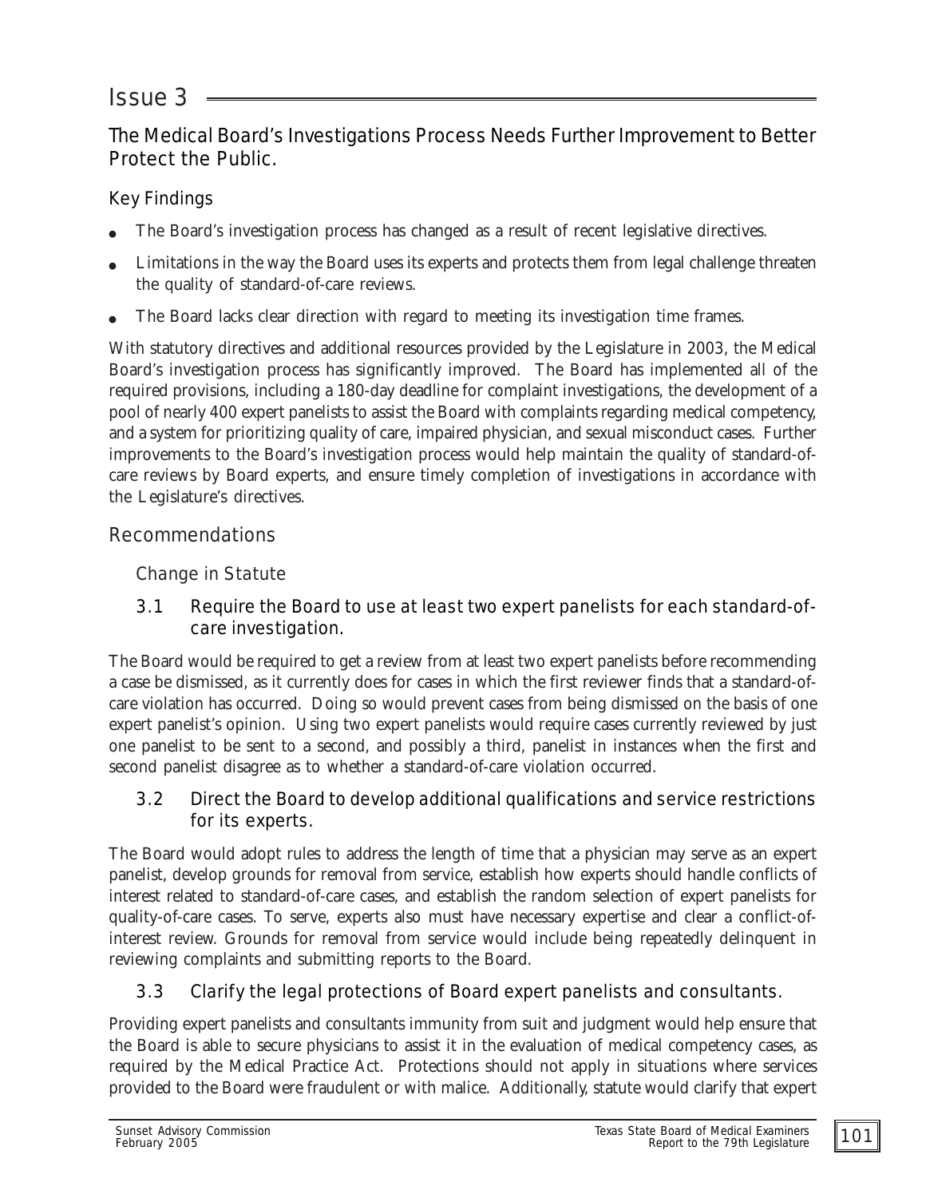# Issue 3

## The Medical Board's Investigations Process Needs Further Improvement to Better Protect the Public.

### Key Findings

- The Board's investigation process has changed as a result of recent legislative directives.
- Limitations in the way the Board uses its experts and protects them from legal challenge threaten the quality of standard-of-care reviews.
- The Board lacks clear direction with regard to meeting its investigation time frames.

With statutory directives and additional resources provided by the Legislature in 2003, the Medical Board's investigation process has significantly improved. The Board has implemented all of the required provisions, including a 180-day deadline for complaint investigations, the development of a pool of nearly 400 expert panelists to assist the Board with complaints regarding medical competency, and a system for prioritizing quality of care, impaired physician, and sexual misconduct cases. Further improvements to the Board's investigation process would help maintain the quality of standard-of-care reviews by Board experts, and ensure timely completion of investigations in accordance with the Legislature's directives.

## Recommendations

### Change in Statute

#### 3.1 Require the Board to use at least two expert panelists for each standard-of-care investigation.

The Board would be required to get a review from at least two expert panelists before recommending a case be dismissed, as it currently does for cases in which the first reviewer finds that a standard-of-care violation has occurred. Doing so would prevent cases from being dismissed on the basis of one expert panelist's opinion. Using two expert panelists would require cases currently reviewed by just one panelist to be sent to a second, and possibly a third, panelist in instances when the first and second panelist disagree as to whether a standard-of-care violation occurred.

#### 3.2 Direct the Board to develop additional qualifications and service restrictions for its experts.

The Board would adopt rules to address the length of time that a physician may serve as an expert panelist, develop grounds for removal from service, establish how experts should handle conflicts of interest related to standard-of-care cases, and establish the random selection of expert panelists for quality-of-care cases. To serve, experts also must have necessary expertise and clear a conflict-of-interest review. Grounds for removal from service would include being repeatedly delinquent in reviewing complaints and submitting reports to the Board.

#### 3.3 Clarify the legal protections of Board expert panelists and consultants.

Providing expert panelists and consultants immunity from suit and judgment would help ensure that the Board is able to secure physicians to assist it in the evaluation of medical competency cases, as required by the Medical Practice Act. Protections should not apply in situations where services provided to the Board were fraudulent or with malice. Additionally, statute would clarify that expert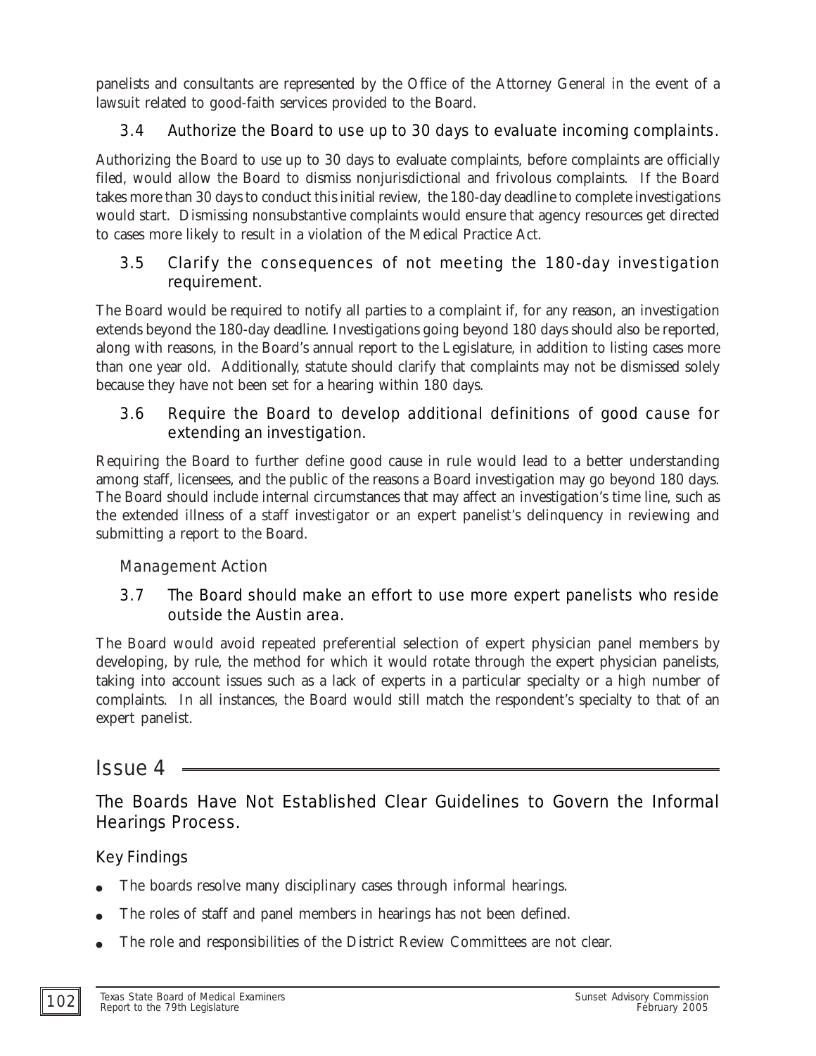panelists and consultants are represented by the Office of the Attorney General in the event of a lawsuit related to good-faith services provided to the Board.

### 3.4 Authorize the Board to use up to 30 days to evaluate incoming complaints.

Authorizing the Board to use up to 30 days to evaluate complaints, before complaints are officially filed, would allow the Board to dismiss nonjurisdictional and frivolous complaints. If the Board takes more than 30 days to conduct this initial review, the 180-day deadline to complete investigations would start. Dismissing nonsubstantive complaints would ensure that agency resources get directed to cases more likely to result in a violation of the Medical Practice Act.

### 3.5 Clarify the consequences of not meeting the 180-day investigation requirement.

The Board would be required to notify all parties to a complaint if, for any reason, an investigation extends beyond the 180-day deadline. Investigations going beyond 180 days should also be reported, along with reasons, in the Board's annual report to the Legislature, in addition to listing cases more than one year old. Additionally, statute should clarify that complaints may not be dismissed solely because they have not been set for a hearing within 180 days.

### 3.6 Require the Board to develop additional definitions of good cause for extending an investigation.

Requiring the Board to further define good cause in rule would lead to a better understanding among staff, licensees, and the public of the reasons a Board investigation may go beyond 180 days. The Board should include internal circumstances that may affect an investigation's time line, such as the extended illness of a staff investigator or an expert panelist's delinquency in reviewing and submitting a report to the Board.

#### Management Action

### 3.7 The Board should make an effort to use more expert panelists who reside outside the Austin area.

The Board would avoid repeated preferential selection of expert physician panel members by developing, by rule, the method for which it would rotate through the expert physician panelists, taking into account issues such as a lack of experts in a particular specialty or a high number of complaints. In all instances, the Board would still match the respondent's specialty to that of an expert panelist.

# Issue 4

## The Boards Have Not Established Clear Guidelines to Govern the Informal Hearings Process.

### Key Findings

- The boards resolve many disciplinary cases through informal hearings.
- The roles of staff and panel members in hearings has not been defined.
- The role and responsibilities of the District Review Committees are not clear.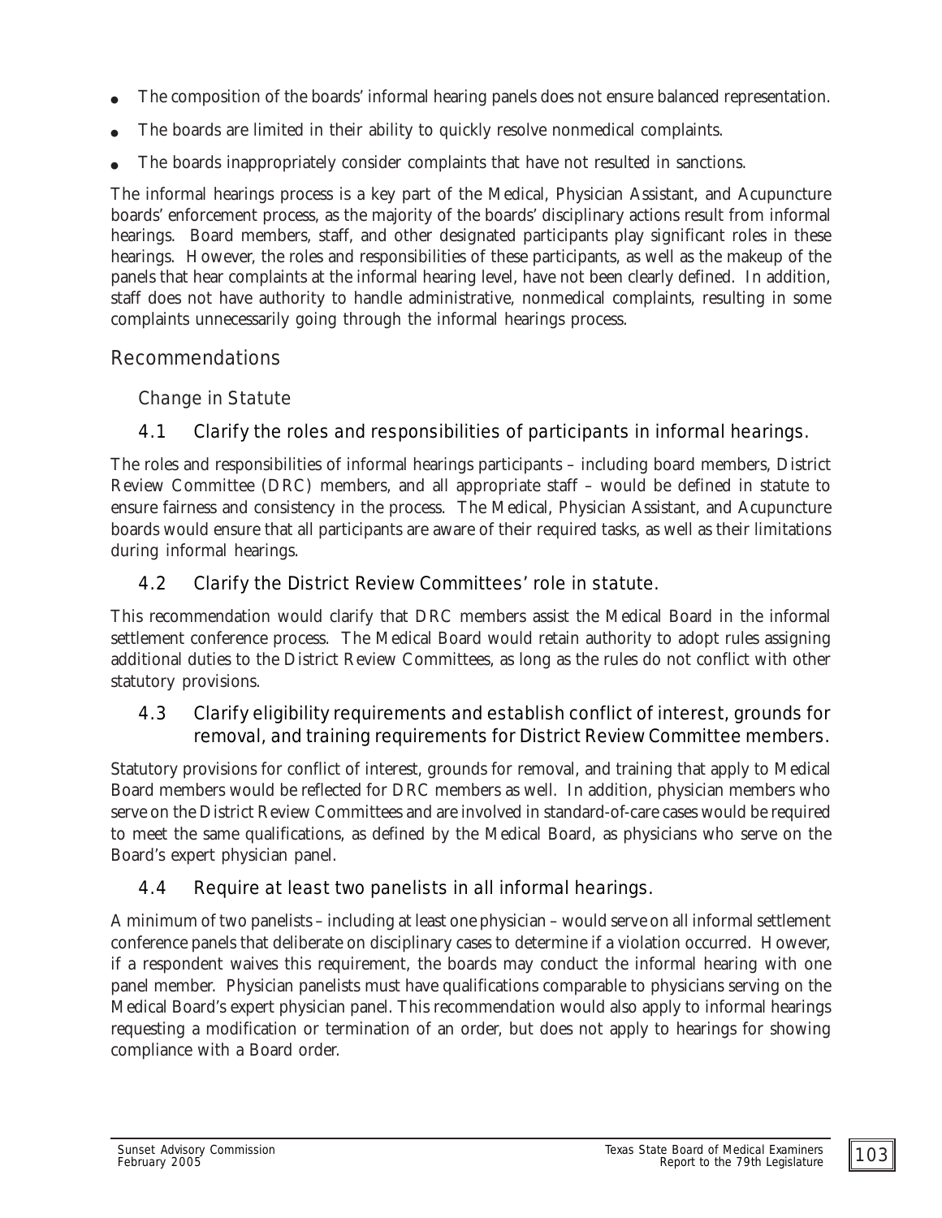- The composition of the boards' informal hearing panels does not ensure balanced representation.
- The boards are limited in their ability to quickly resolve nonmedical complaints.
- The boards inappropriately consider complaints that have not resulted in sanctions.

The informal hearings process is a key part of the Medical, Physician Assistant, and Acupuncture boards' enforcement process, as the majority of the boards' disciplinary actions result from informal hearings. Board members, staff, and other designated participants play significant roles in these hearings. However, the roles and responsibilities of these participants, as well as the makeup of the panels that hear complaints at the informal hearing level, have not been clearly defined. In addition, staff does not have authority to handle administrative, nonmedical complaints, resulting in some complaints unnecessarily going through the informal hearings process.

## Recommendations

### Change in Statute

#### 4.1 Clarify the roles and responsibilities of participants in informal hearings.

The roles and responsibilities of informal hearings participants – including board members, District Review Committee (DRC) members, and all appropriate staff – would be defined in statute to ensure fairness and consistency in the process. The Medical, Physician Assistant, and Acupuncture boards would ensure that all participants are aware of their required tasks, as well as their limitations during informal hearings.

#### 4.2 Clarify the District Review Committees' role in statute.

This recommendation would clarify that DRC members assist the Medical Board in the informal settlement conference process. The Medical Board would retain authority to adopt rules assigning additional duties to the District Review Committees, as long as the rules do not conflict with other statutory provisions.

#### 4.3 Clarify eligibility requirements and establish conflict of interest, grounds for removal, and training requirements for District Review Committee members.

Statutory provisions for conflict of interest, grounds for removal, and training that apply to Medical Board members would be reflected for DRC members as well. In addition, physician members who serve on the District Review Committees and are involved in standard-of-care cases would be required to meet the same qualifications, as defined by the Medical Board, as physicians who serve on the Board's expert physician panel.

#### 4.4 Require at least two panelists in all informal hearings.

A minimum of two panelists – including at least one physician – would serve on all informal settlement conference panels that deliberate on disciplinary cases to determine if a violation occurred. However, if a respondent waives this requirement, the boards may conduct the informal hearing with one panel member. Physician panelists must have qualifications comparable to physicians serving on the Medical Board's expert physician panel. This recommendation would also apply to informal hearings requesting a modification or termination of an order, but does not apply to hearings for showing compliance with a Board order.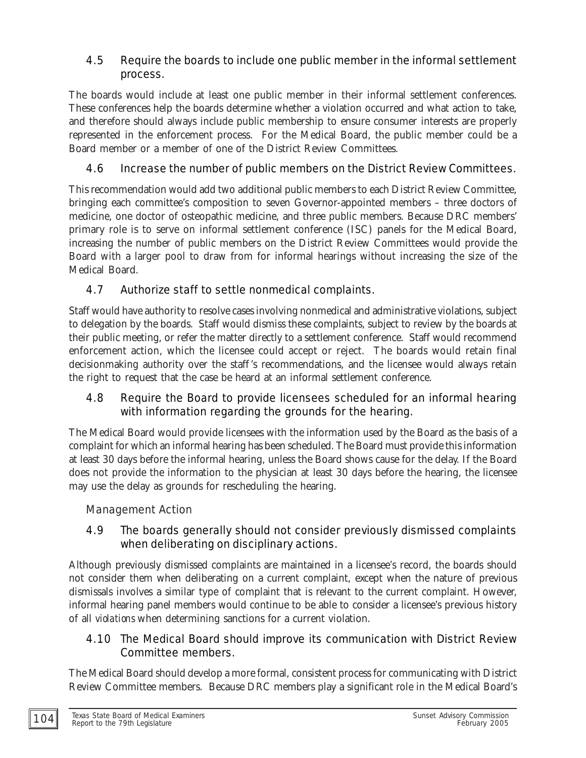### 4.5 Require the boards to include one public member in the informal settlement process.

The boards would include at least one public member in their informal settlement conferences. These conferences help the boards determine whether a violation occurred and what action to take, and therefore should always include public membership to ensure consumer interests are properly represented in the enforcement process. For the Medical Board, the public member could be a Board member or a member of one of the District Review Committees.

### 4.6 Increase the number of public members on the District Review Committees.

This recommendation would add two additional public members to each District Review Committee, bringing each committee's composition to seven Governor-appointed members – three doctors of medicine, one doctor of osteopathic medicine, and three public members. Because DRC members' primary role is to serve on informal settlement conference (ISC) panels for the Medical Board, increasing the number of public members on the District Review Committees would provide the Board with a larger pool to draw from for informal hearings without increasing the size of the Medical Board.

### 4.7 Authorize staff to settle nonmedical complaints.

Staff would have authority to resolve cases involving nonmedical and administrative violations, subject to delegation by the boards. Staff would dismiss these complaints, subject to review by the boards at their public meeting, or refer the matter directly to a settlement conference. Staff would recommend enforcement action, which the licensee could accept or reject. The boards would retain final decisionmaking authority over the staff's recommendations, and the licensee would always retain the right to request that the case be heard at an informal settlement conference.

### 4.8 Require the Board to provide licensees scheduled for an informal hearing with information regarding the grounds for the hearing.

The Medical Board would provide licensees with the information used by the Board as the basis of a complaint for which an informal hearing has been scheduled. The Board must provide this information at least 30 days before the informal hearing, unless the Board shows cause for the delay. If the Board does not provide the information to the physician at least 30 days before the hearing, the licensee may use the delay as grounds for rescheduling the hearing.

## Management Action

### 4.9 The boards generally should not consider previously dismissed complaints when deliberating on disciplinary actions.

Although previously dismissed complaints are maintained in a licensee's record, the boards should not consider them when deliberating on a current complaint, except when the nature of previous dismissals involves a similar type of complaint that is relevant to the current complaint. However, informal hearing panel members would continue to be able to consider a licensee's previous history of all *violations* when determining sanctions for a current violation.

### 4.10 The Medical Board should improve its communication with District Review Committee members.

The Medical Board should develop a more formal, consistent process for communicating with District Review Committee members. Because DRC members play a significant role in the Medical Board's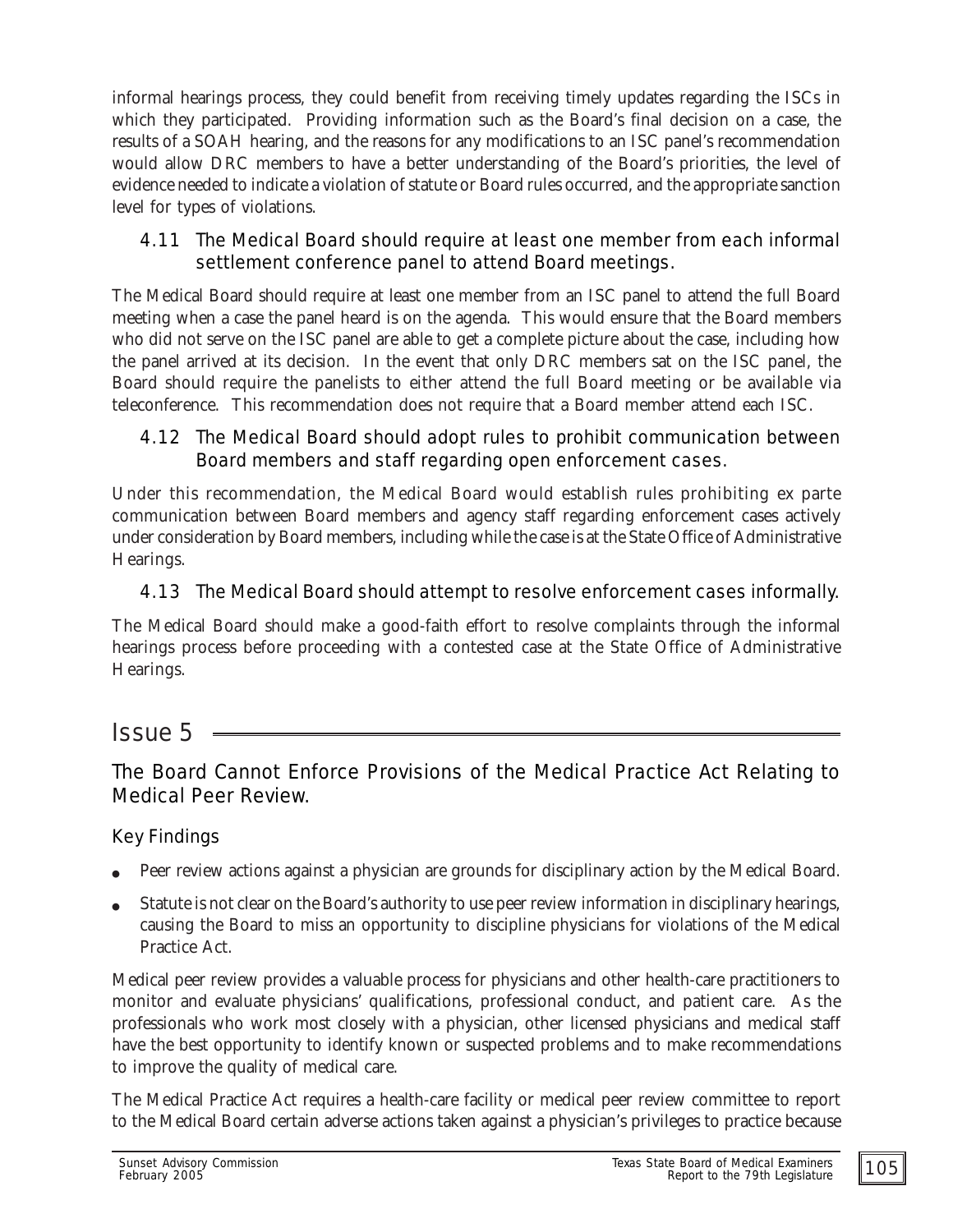informal hearings process, they could benefit from receiving timely updates regarding the ISCs in which they participated. Providing information such as the Board's final decision on a case, the results of a SOAH hearing, and the reasons for any modifications to an ISC panel's recommendation would allow DRC members to have a better understanding of the Board's priorities, the level of evidence needed to indicate a violation of statute or Board rules occurred, and the appropriate sanction level for types of violations.

### 4.11 The Medical Board should require at least one member from each informal settlement conference panel to attend Board meetings.

The Medical Board should require at least one member from an ISC panel to attend the full Board meeting when a case the panel heard is on the agenda. This would ensure that the Board members who did not serve on the ISC panel are able to get a complete picture about the case, including how the panel arrived at its decision. In the event that only DRC members sat on the ISC panel, the Board should require the panelists to either attend the full Board meeting or be available via teleconference. This recommendation does not require that a Board member attend each ISC.

### 4.12 The Medical Board should adopt rules to prohibit communication between Board members and staff regarding open enforcement cases.

Under this recommendation, the Medical Board would establish rules prohibiting ex parte communication between Board members and agency staff regarding enforcement cases actively under consideration by Board members, including while the case is at the State Office of Administrative Hearings.

### 4.13 The Medical Board should attempt to resolve enforcement cases informally.

The Medical Board should make a good-faith effort to resolve complaints through the informal hearings process before proceeding with a contested case at the State Office of Administrative Hearings.

# Issue 5

## The Board Cannot Enforce Provisions of the Medical Practice Act Relating to Medical Peer Review.

### Key Findings

- Peer review actions against a physician are grounds for disciplinary action by the Medical Board.
- Statute is not clear on the Board's authority to use peer review information in disciplinary hearings, causing the Board to miss an opportunity to discipline physicians for violations of the Medical Practice Act.

Medical peer review provides a valuable process for physicians and other health-care practitioners to monitor and evaluate physicians' qualifications, professional conduct, and patient care. As the professionals who work most closely with a physician, other licensed physicians and medical staff have the best opportunity to identify known or suspected problems and to make recommendations to improve the quality of medical care.

The Medical Practice Act requires a health-care facility or medical peer review committee to report to the Medical Board certain adverse actions taken against a physician's privileges to practice because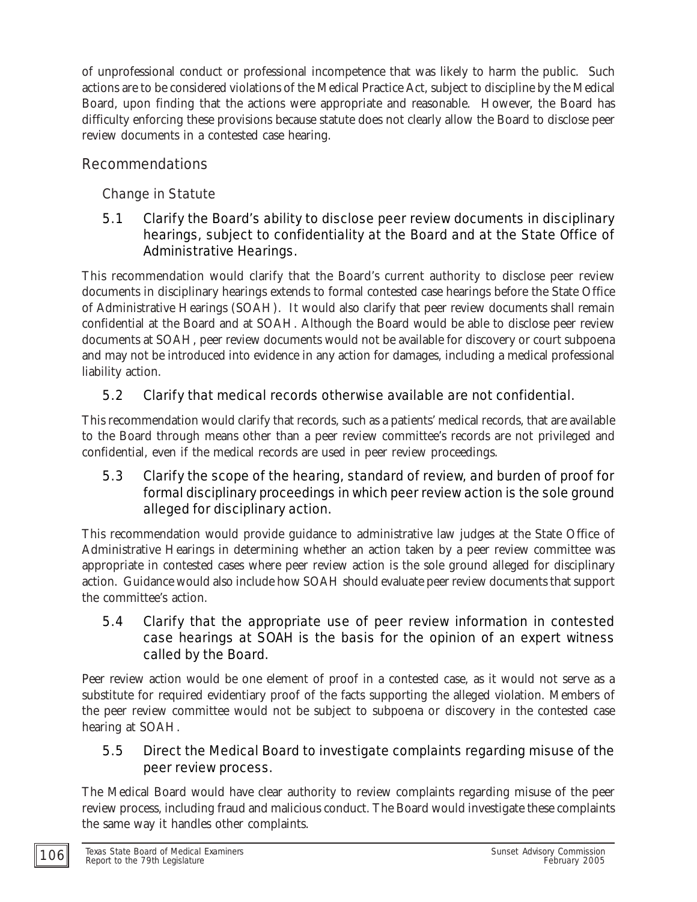of unprofessional conduct or professional incompetence that was likely to harm the public. Such actions are to be considered violations of the Medical Practice Act, subject to discipline by the Medical Board, upon finding that the actions were appropriate and reasonable. However, the Board has difficulty enforcing these provisions because statute does not clearly allow the Board to disclose peer review documents in a contested case hearing.

## Recommendations

### Change in Statute

#### 5.1 Clarify the Board's ability to disclose peer review documents in disciplinary hearings, subject to confidentiality at the Board and at the State Office of Administrative Hearings.

This recommendation would clarify that the Board's current authority to disclose peer review documents in disciplinary hearings extends to formal contested case hearings before the State Office of Administrative Hearings (SOAH). It would also clarify that peer review documents shall remain confidential at the Board and at SOAH. Although the Board would be able to disclose peer review documents at SOAH, peer review documents would not be available for discovery or court subpoena and may not be introduced into evidence in any action for damages, including a medical professional liability action.

#### 5.2 Clarify that medical records otherwise available are not confidential.

This recommendation would clarify that records, such as a patients' medical records, that are available to the Board through means other than a peer review committee's records are not privileged and confidential, even if the medical records are used in peer review proceedings.

#### 5.3 Clarify the scope of the hearing, standard of review, and burden of proof for formal disciplinary proceedings in which peer review action is the sole ground alleged for disciplinary action.

This recommendation would provide guidance to administrative law judges at the State Office of Administrative Hearings in determining whether an action taken by a peer review committee was appropriate in contested cases where peer review action is the sole ground alleged for disciplinary action. Guidance would also include how SOAH should evaluate peer review documents that support the committee's action.

#### 5.4 Clarify that the appropriate use of peer review information in contested case hearings at SOAH is the basis for the opinion of an expert witness called by the Board.

Peer review action would be one element of proof in a contested case, as it would not serve as a substitute for required evidentiary proof of the facts supporting the alleged violation. Members of the peer review committee would not be subject to subpoena or discovery in the contested case hearing at SOAH.

#### 5.5 Direct the Medical Board to investigate complaints regarding misuse of the peer review process.

The Medical Board would have clear authority to review complaints regarding misuse of the peer review process, including fraud and malicious conduct. The Board would investigate these complaints the same way it handles other complaints.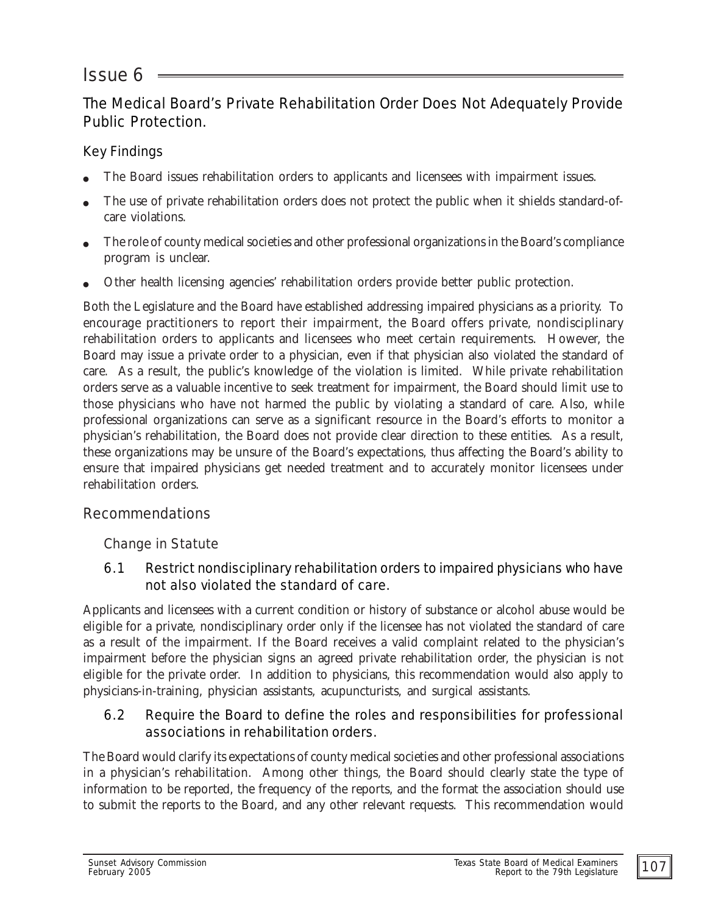# Issue 6

## The Medical Board's Private Rehabilitation Order Does Not Adequately Provide Public Protection.

### Key Findings

- The Board issues rehabilitation orders to applicants and licensees with impairment issues.
- The use of private rehabilitation orders does not protect the public when it shields standard-of-care violations.
- The role of county medical societies and other professional organizations in the Board's compliance program is unclear.
- Other health licensing agencies' rehabilitation orders provide better public protection.

Both the Legislature and the Board have established addressing impaired physicians as a priority. To encourage practitioners to report their impairment, the Board offers private, nondisciplinary rehabilitation orders to applicants and licensees who meet certain requirements. However, the Board may issue a private order to a physician, even if that physician also violated the standard of care. As a result, the public's knowledge of the violation is limited. While private rehabilitation orders serve as a valuable incentive to seek treatment for impairment, the Board should limit use to those physicians who have not harmed the public by violating a standard of care. Also, while professional organizations can serve as a significant resource in the Board's efforts to monitor a physician's rehabilitation, the Board does not provide clear direction to these entities. As a result, these organizations may be unsure of the Board's expectations, thus affecting the Board's ability to ensure that impaired physicians get needed treatment and to accurately monitor licensees under rehabilitation orders.

## Recommendations

### Change in Statute

#### 6.1 Restrict nondisciplinary rehabilitation orders to impaired physicians who have not also violated the standard of care.

Applicants and licensees with a current condition or history of substance or alcohol abuse would be eligible for a private, nondisciplinary order only if the licensee has not violated the standard of care as a result of the impairment. If the Board receives a valid complaint related to the physician's impairment before the physician signs an agreed private rehabilitation order, the physician is not eligible for the private order. In addition to physicians, this recommendation would also apply to physicians-in-training, physician assistants, acupuncturists, and surgical assistants.

#### 6.2 Require the Board to define the roles and responsibilities for professional associations in rehabilitation orders.

The Board would clarify its expectations of county medical societies and other professional associations in a physician's rehabilitation. Among other things, the Board should clearly state the type of information to be reported, the frequency of the reports, and the format the association should use to submit the reports to the Board, and any other relevant requests. This recommendation would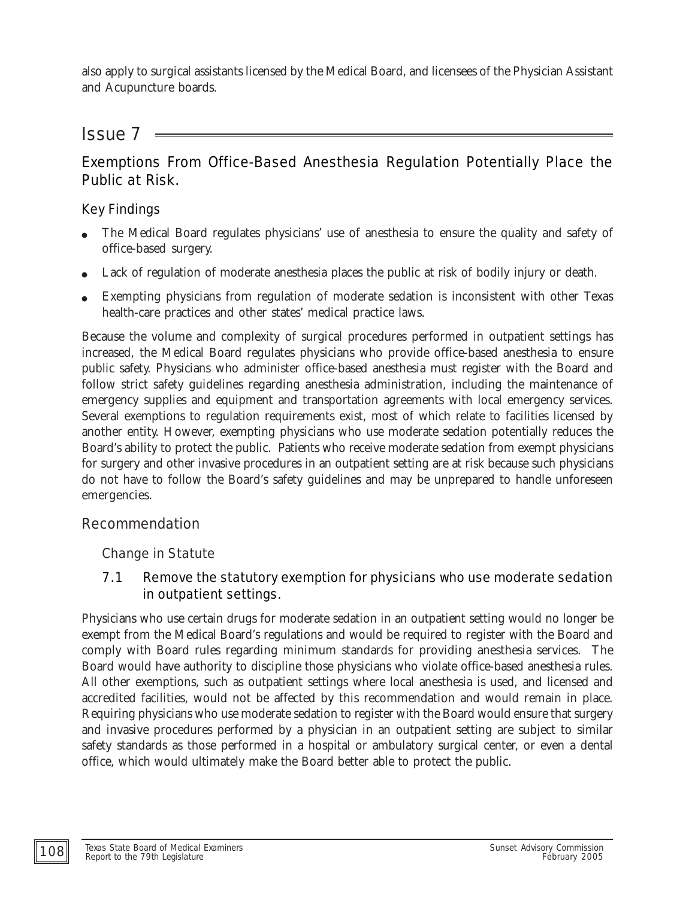also apply to surgical assistants licensed by the Medical Board, and licensees of the Physician Assistant and Acupuncture boards.

# Issue 7

## Exemptions From Office-Based Anesthesia Regulation Potentially Place the Public at Risk.

### Key Findings

- The Medical Board regulates physicians' use of anesthesia to ensure the quality and safety of office-based surgery.
- Lack of regulation of moderate anesthesia places the public at risk of bodily injury or death.
- Exempting physicians from regulation of moderate sedation is inconsistent with other Texas health-care practices and other states' medical practice laws.

Because the volume and complexity of surgical procedures performed in outpatient settings has increased, the Medical Board regulates physicians who provide office-based anesthesia to ensure public safety. Physicians who administer office-based anesthesia must register with the Board and follow strict safety guidelines regarding anesthesia administration, including the maintenance of emergency supplies and equipment and transportation agreements with local emergency services. Several exemptions to regulation requirements exist, most of which relate to facilities licensed by another entity. However, exempting physicians who use moderate sedation potentially reduces the Board's ability to protect the public. Patients who receive moderate sedation from exempt physicians for surgery and other invasive procedures in an outpatient setting are at risk because such physicians do not have to follow the Board's safety guidelines and may be unprepared to handle unforeseen emergencies.

### Recommendation

#### Change in Statute

#### 7.1 Remove the statutory exemption for physicians who use moderate sedation in outpatient settings.

Physicians who use certain drugs for moderate sedation in an outpatient setting would no longer be exempt from the Medical Board's regulations and would be required to register with the Board and comply with Board rules regarding minimum standards for providing anesthesia services. The Board would have authority to discipline those physicians who violate office-based anesthesia rules. All other exemptions, such as outpatient settings where local anesthesia is used, and licensed and accredited facilities, would not be affected by this recommendation and would remain in place. Requiring physicians who use moderate sedation to register with the Board would ensure that surgery and invasive procedures performed by a physician in an outpatient setting are subject to similar safety standards as those performed in a hospital or ambulatory surgical center, or even a dental office, which would ultimately make the Board better able to protect the public.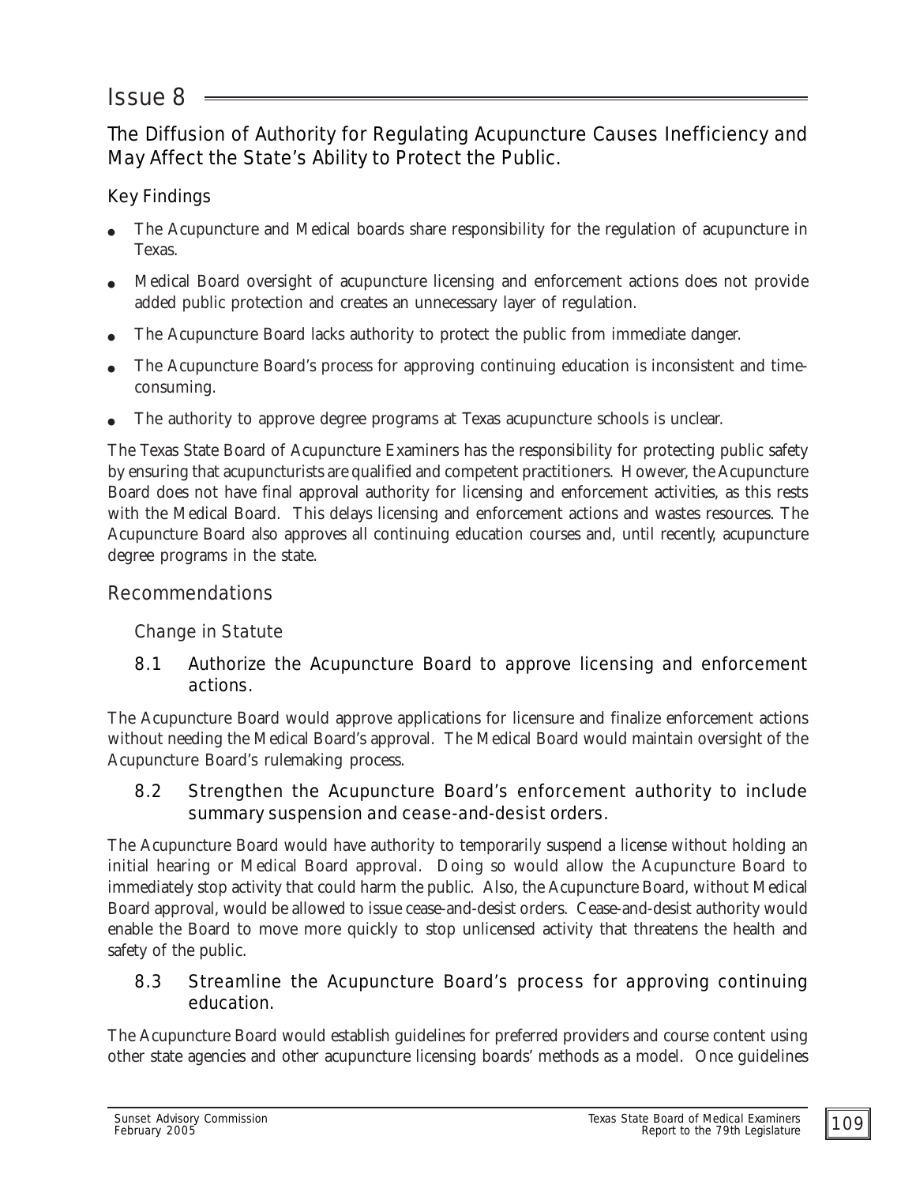# Issue 8

## The Diffusion of Authority for Regulating Acupuncture Causes Inefficiency and May Affect the State's Ability to Protect the Public.

### Key Findings

- The Acupuncture and Medical boards share responsibility for the regulation of acupuncture in Texas.
- Medical Board oversight of acupuncture licensing and enforcement actions does not provide added public protection and creates an unnecessary layer of regulation.
- The Acupuncture Board lacks authority to protect the public from immediate danger.
- The Acupuncture Board's process for approving continuing education is inconsistent and time-consuming.
- The authority to approve degree programs at Texas acupuncture schools is unclear.

The Texas State Board of Acupuncture Examiners has the responsibility for protecting public safety by ensuring that acupuncturists are qualified and competent practitioners. However, the Acupuncture Board does not have final approval authority for licensing and enforcement activities, as this rests with the Medical Board. This delays licensing and enforcement actions and wastes resources. The Acupuncture Board also approves all continuing education courses and, until recently, acupuncture degree programs in the state.

## Recommendations

### Change in Statute

#### 8.1 Authorize the Acupuncture Board to approve licensing and enforcement actions.

The Acupuncture Board would approve applications for licensure and finalize enforcement actions without needing the Medical Board's approval. The Medical Board would maintain oversight of the Acupuncture Board's rulemaking process.

#### 8.2 Strengthen the Acupuncture Board's enforcement authority to include summary suspension and cease-and-desist orders.

The Acupuncture Board would have authority to temporarily suspend a license without holding an initial hearing or Medical Board approval. Doing so would allow the Acupuncture Board to immediately stop activity that could harm the public. Also, the Acupuncture Board, without Medical Board approval, would be allowed to issue cease-and-desist orders. Cease-and-desist authority would enable the Board to move more quickly to stop unlicensed activity that threatens the health and safety of the public.

#### 8.3 Streamline the Acupuncture Board's process for approving continuing education.

The Acupuncture Board would establish guidelines for preferred providers and course content using other state agencies and other acupuncture licensing boards' methods as a model. Once guidelines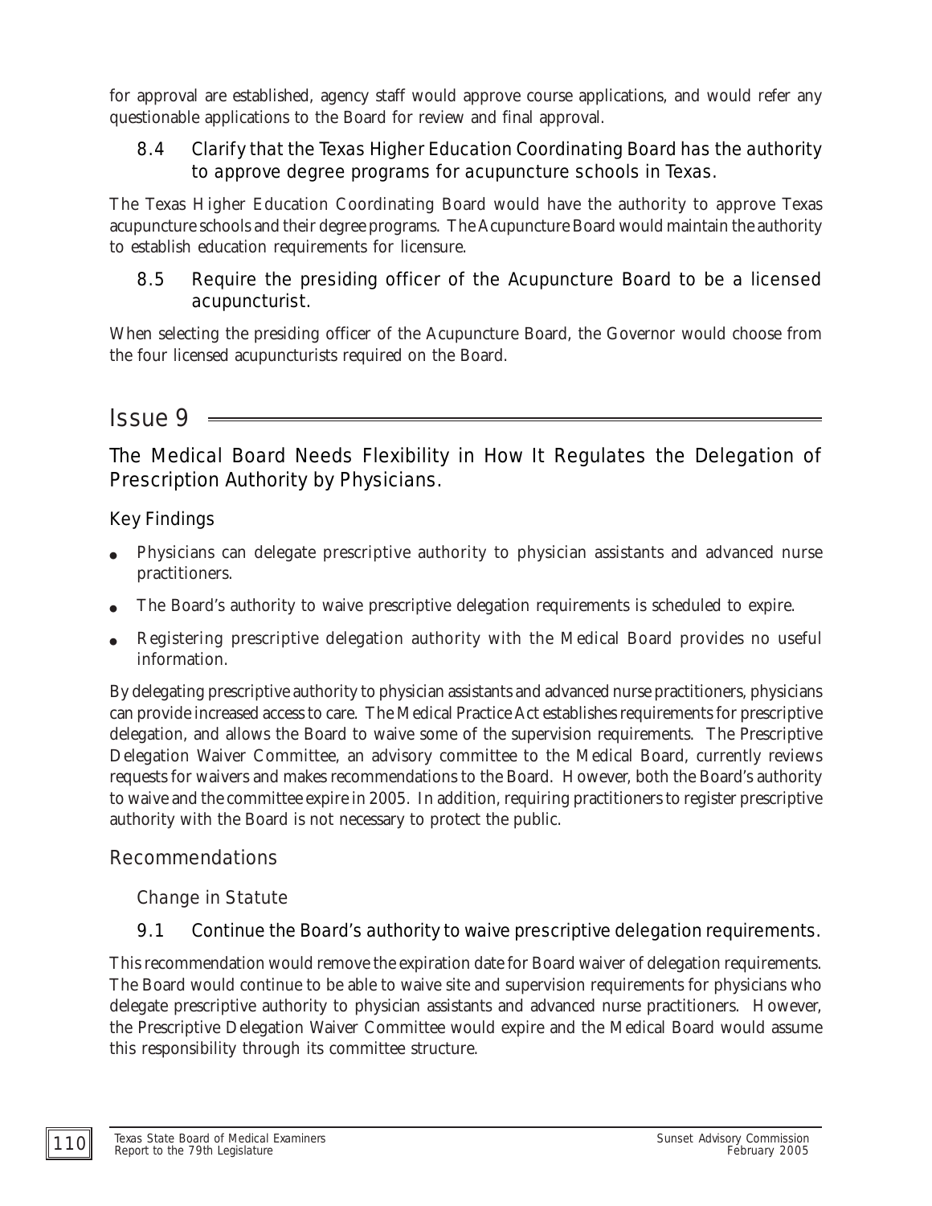for approval are established, agency staff would approve course applications, and would refer any questionable applications to the Board for review and final approval.

### 8.4 Clarify that the Texas Higher Education Coordinating Board has the authority to approve degree programs for acupuncture schools in Texas.

The Texas Higher Education Coordinating Board would have the authority to approve Texas acupuncture schools and their degree programs. The Acupuncture Board would maintain the authority to establish education requirements for licensure.

### 8.5 Require the presiding officer of the Acupuncture Board to be a licensed acupuncturist.

When selecting the presiding officer of the Acupuncture Board, the Governor would choose from the four licensed acupuncturists required on the Board.

# Issue 9

## The Medical Board Needs Flexibility in How It Regulates the Delegation of Prescription Authority by Physicians.

### Key Findings

- Physicians can delegate prescriptive authority to physician assistants and advanced nurse practitioners.
- The Board's authority to waive prescriptive delegation requirements is scheduled to expire.
- Registering prescriptive delegation authority with the Medical Board provides no useful information.

By delegating prescriptive authority to physician assistants and advanced nurse practitioners, physicians can provide increased access to care. The Medical Practice Act establishes requirements for prescriptive delegation, and allows the Board to waive some of the supervision requirements. The Prescriptive Delegation Waiver Committee, an advisory committee to the Medical Board, currently reviews requests for waivers and makes recommendations to the Board. However, both the Board's authority to waive and the committee expire in 2005. In addition, requiring practitioners to register prescriptive authority with the Board is not necessary to protect the public.

### Recommendations

#### Change in Statute

### 9.1 Continue the Board's authority to waive prescriptive delegation requirements.

This recommendation would remove the expiration date for Board waiver of delegation requirements. The Board would continue to be able to waive site and supervision requirements for physicians who delegate prescriptive authority to physician assistants and advanced nurse practitioners. However, the Prescriptive Delegation Waiver Committee would expire and the Medical Board would assume this responsibility through its committee structure.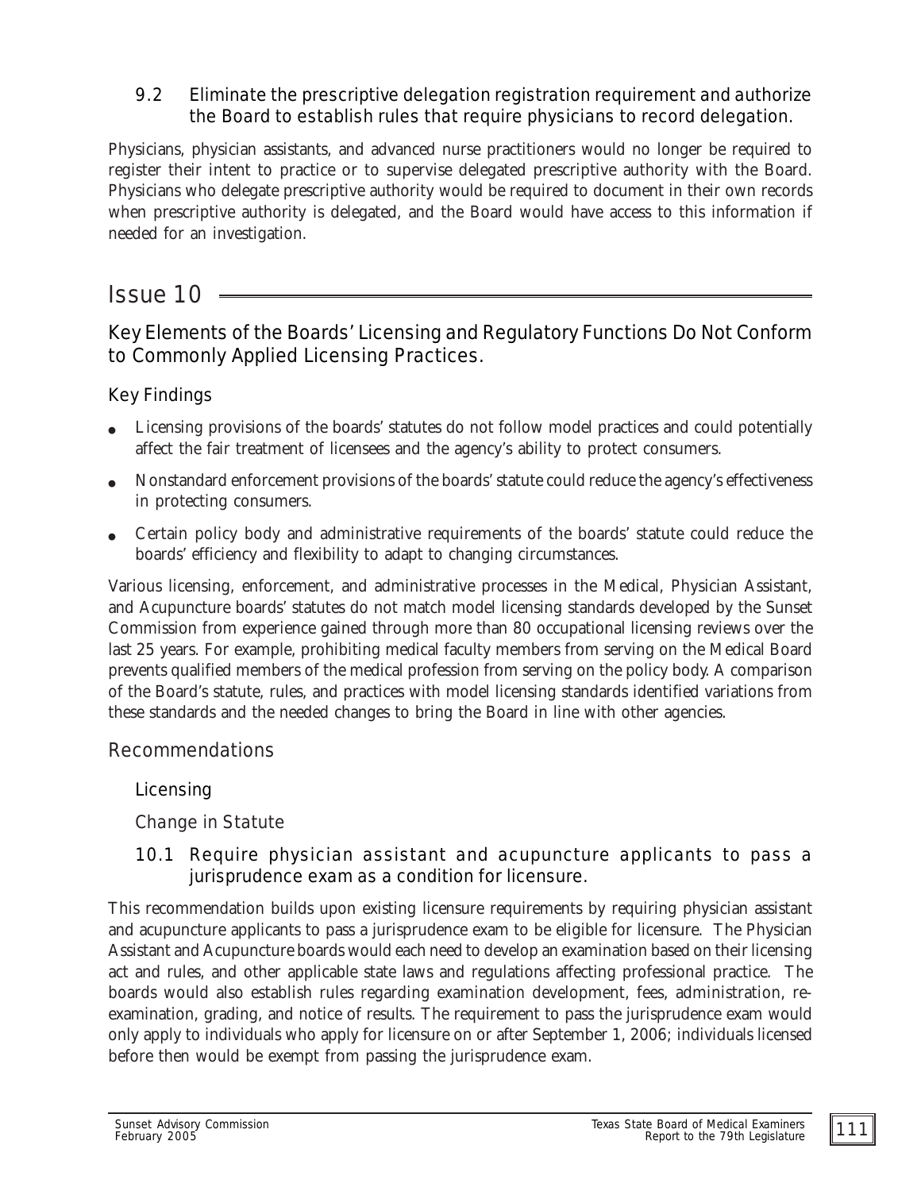### 9.2 Eliminate the prescriptive delegation registration requirement and authorize the Board to establish rules that require physicians to record delegation.

Physicians, physician assistants, and advanced nurse practitioners would no longer be required to register their intent to practice or to supervise delegated prescriptive authority with the Board. Physicians who delegate prescriptive authority would be required to document in their own records when prescriptive authority is delegated, and the Board would have access to this information if needed for an investigation.

# Issue 10

## Key Elements of the Boards' Licensing and Regulatory Functions Do Not Conform to Commonly Applied Licensing Practices.

### Key Findings

- Licensing provisions of the boards' statutes do not follow model practices and could potentially affect the fair treatment of licensees and the agency's ability to protect consumers.
- Nonstandard enforcement provisions of the boards' statute could reduce the agency's effectiveness in protecting consumers.
- Certain policy body and administrative requirements of the boards' statute could reduce the boards' efficiency and flexibility to adapt to changing circumstances.

Various licensing, enforcement, and administrative processes in the Medical, Physician Assistant, and Acupuncture boards' statutes do not match model licensing standards developed by the Sunset Commission from experience gained through more than 80 occupational licensing reviews over the last 25 years. For example, prohibiting medical faculty members from serving on the Medical Board prevents qualified members of the medical profession from serving on the policy body. A comparison of the Board's statute, rules, and practices with model licensing standards identified variations from these standards and the needed changes to bring the Board in line with other agencies.

## Recommendations

### Licensing

#### *Change in Statute*

### 10.1 Require physician assistant and acupuncture applicants to pass a jurisprudence exam as a condition for licensure.

This recommendation builds upon existing licensure requirements by requiring physician assistant and acupuncture applicants to pass a jurisprudence exam to be eligible for licensure. The Physician Assistant and Acupuncture boards would each need to develop an examination based on their licensing act and rules, and other applicable state laws and regulations affecting professional practice. The boards would also establish rules regarding examination development, fees, administration, re-examination, grading, and notice of results. The requirement to pass the jurisprudence exam would only apply to individuals who apply for licensure on or after September 1, 2006; individuals licensed before then would be exempt from passing the jurisprudence exam.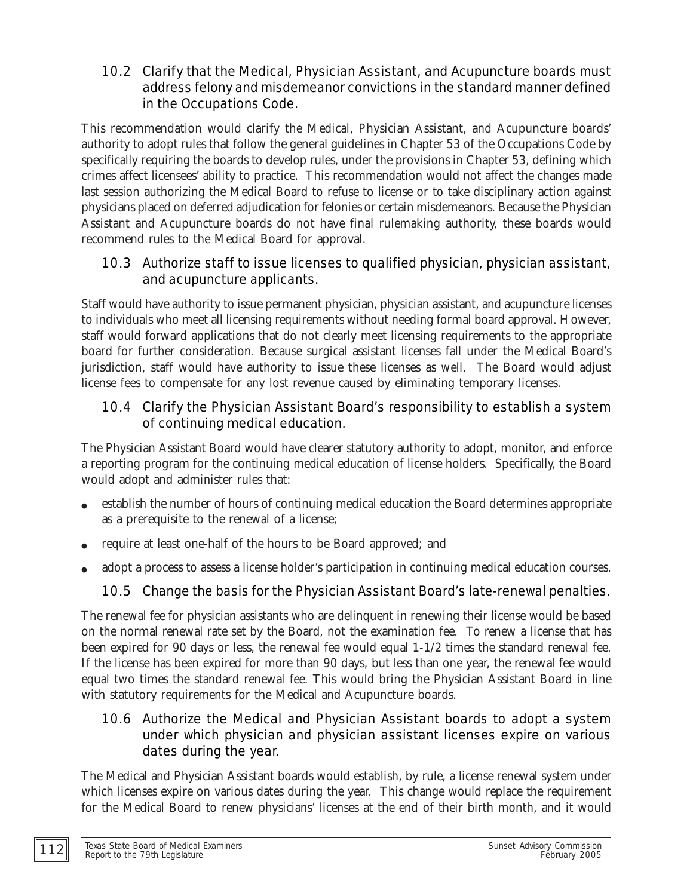### 10.2 Clarify that the Medical, Physician Assistant, and Acupuncture boards must address felony and misdemeanor convictions in the standard manner defined in the Occupations Code.

This recommendation would clarify the Medical, Physician Assistant, and Acupuncture boards' authority to adopt rules that follow the general guidelines in Chapter 53 of the Occupations Code by specifically requiring the boards to develop rules, under the provisions in Chapter 53, defining which crimes affect licensees' ability to practice. This recommendation would not affect the changes made last session authorizing the Medical Board to refuse to license or to take disciplinary action against physicians placed on deferred adjudication for felonies or certain misdemeanors. Because the Physician Assistant and Acupuncture boards do not have final rulemaking authority, these boards would recommend rules to the Medical Board for approval.

### 10.3 Authorize staff to issue licenses to qualified physician, physician assistant, and acupuncture applicants.

Staff would have authority to issue permanent physician, physician assistant, and acupuncture licenses to individuals who meet all licensing requirements without needing formal board approval. However, staff would forward applications that do not clearly meet licensing requirements to the appropriate board for further consideration. Because surgical assistant licenses fall under the Medical Board's jurisdiction, staff would have authority to issue these licenses as well. The Board would adjust license fees to compensate for any lost revenue caused by eliminating temporary licenses.

### 10.4 Clarify the Physician Assistant Board's responsibility to establish a system of continuing medical education.

The Physician Assistant Board would have clearer statutory authority to adopt, monitor, and enforce a reporting program for the continuing medical education of license holders. Specifically, the Board would adopt and administer rules that:

- establish the number of hours of continuing medical education the Board determines appropriate as a prerequisite to the renewal of a license;
- require at least one-half of the hours to be Board approved; and
- adopt a process to assess a license holder's participation in continuing medical education courses.

### 10.5 Change the basis for the Physician Assistant Board's late-renewal penalties.

The renewal fee for physician assistants who are delinquent in renewing their license would be based on the normal renewal rate set by the Board, not the examination fee. To renew a license that has been expired for 90 days or less, the renewal fee would equal 1-1/2 times the standard renewal fee. If the license has been expired for more than 90 days, but less than one year, the renewal fee would equal two times the standard renewal fee. This would bring the Physician Assistant Board in line with statutory requirements for the Medical and Acupuncture boards.

### 10.6 Authorize the Medical and Physician Assistant boards to adopt a system under which physician and physician assistant licenses expire on various dates during the year.

The Medical and Physician Assistant boards would establish, by rule, a license renewal system under which licenses expire on various dates during the year. This change would replace the requirement for the Medical Board to renew physicians' licenses at the end of their birth month, and it would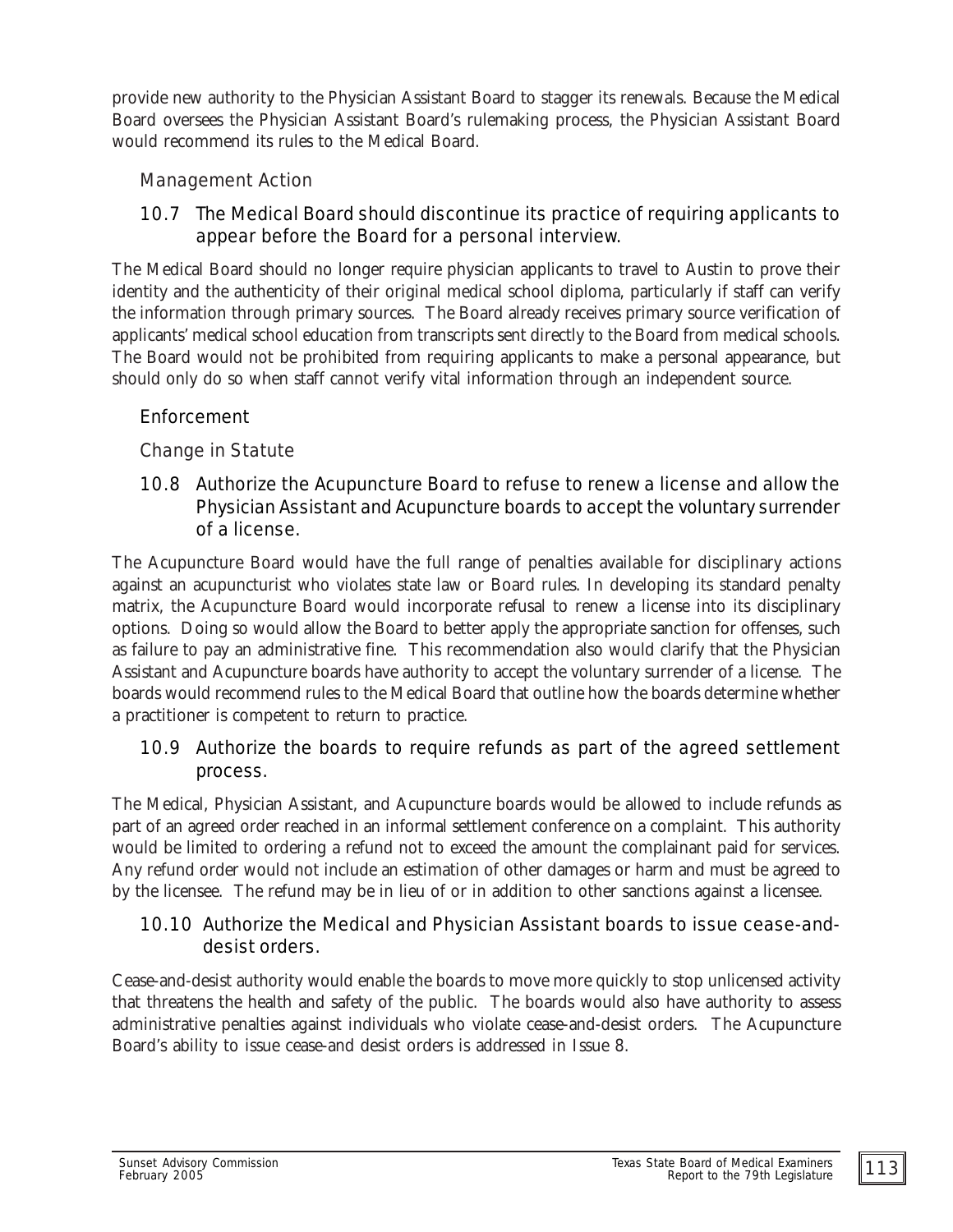provide new authority to the Physician Assistant Board to stagger its renewals. Because the Medical Board oversees the Physician Assistant Board's rulemaking process, the Physician Assistant Board would recommend its rules to the Medical Board.

*Management Action*

### 10.7 The Medical Board should discontinue its practice of requiring applicants to appear before the Board for a personal interview.

The Medical Board should no longer require physician applicants to travel to Austin to prove their identity and the authenticity of their original medical school diploma, particularly if staff can verify the information through primary sources. The Board already receives primary source verification of applicants' medical school education from transcripts sent directly to the Board from medical schools. The Board would not be prohibited from requiring applicants to make a personal appearance, but should only do so when staff cannot verify vital information through an independent source.

## Enforcement

*Change in Statute*

### 10.8 Authorize the Acupuncture Board to refuse to renew a license and allow the Physician Assistant and Acupuncture boards to accept the voluntary surrender of a license.

The Acupuncture Board would have the full range of penalties available for disciplinary actions against an acupuncturist who violates state law or Board rules. In developing its standard penalty matrix, the Acupuncture Board would incorporate refusal to renew a license into its disciplinary options. Doing so would allow the Board to better apply the appropriate sanction for offenses, such as failure to pay an administrative fine. This recommendation also would clarify that the Physician Assistant and Acupuncture boards have authority to accept the voluntary surrender of a license. The boards would recommend rules to the Medical Board that outline how the boards determine whether a practitioner is competent to return to practice.

### 10.9 Authorize the boards to require refunds as part of the agreed settlement process.

The Medical, Physician Assistant, and Acupuncture boards would be allowed to include refunds as part of an agreed order reached in an informal settlement conference on a complaint. This authority would be limited to ordering a refund not to exceed the amount the complainant paid for services. Any refund order would not include an estimation of other damages or harm and must be agreed to by the licensee. The refund may be in lieu of or in addition to other sanctions against a licensee.

### 10.10 Authorize the Medical and Physician Assistant boards to issue cease-and-desist orders.

Cease-and-desist authority would enable the boards to move more quickly to stop unlicensed activity that threatens the health and safety of the public. The boards would also have authority to assess administrative penalties against individuals who violate cease-and-desist orders. The Acupuncture Board's ability to issue cease-and desist orders is addressed in Issue 8.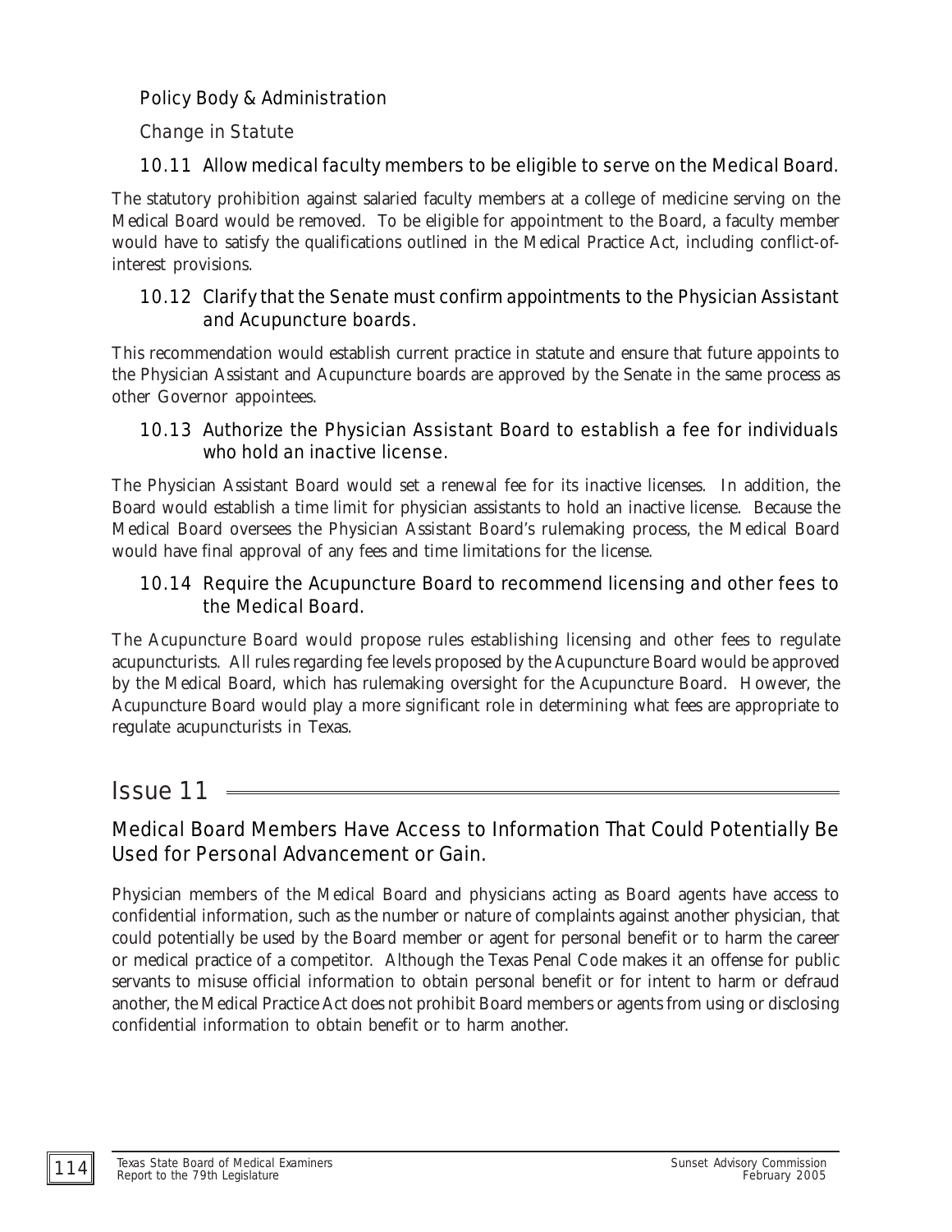### Policy Body & Administration

#### Change in Statute

#### 10.11 Allow medical faculty members to be eligible to serve on the Medical Board.

The statutory prohibition against salaried faculty members at a college of medicine serving on the Medical Board would be removed. To be eligible for appointment to the Board, a faculty member would have to satisfy the qualifications outlined in the Medical Practice Act, including conflict-of-interest provisions.

#### 10.12 Clarify that the Senate must confirm appointments to the Physician Assistant and Acupuncture boards.

This recommendation would establish current practice in statute and ensure that future appoints to the Physician Assistant and Acupuncture boards are approved by the Senate in the same process as other Governor appointees.

#### 10.13 Authorize the Physician Assistant Board to establish a fee for individuals who hold an inactive license.

The Physician Assistant Board would set a renewal fee for its inactive licenses. In addition, the Board would establish a time limit for physician assistants to hold an inactive license. Because the Medical Board oversees the Physician Assistant Board's rulemaking process, the Medical Board would have final approval of any fees and time limitations for the license.

#### 10.14 Require the Acupuncture Board to recommend licensing and other fees to the Medical Board.

The Acupuncture Board would propose rules establishing licensing and other fees to regulate acupuncturists. All rules regarding fee levels proposed by the Acupuncture Board would be approved by the Medical Board, which has rulemaking oversight for the Acupuncture Board. However, the Acupuncture Board would play a more significant role in determining what fees are appropriate to regulate acupuncturists in Texas.

## Issue 11

### Medical Board Members Have Access to Information That Could Potentially Be Used for Personal Advancement or Gain.

Physician members of the Medical Board and physicians acting as Board agents have access to confidential information, such as the number or nature of complaints against another physician, that could potentially be used by the Board member or agent for personal benefit or to harm the career or medical practice of a competitor. Although the Texas Penal Code makes it an offense for public servants to misuse official information to obtain personal benefit or for intent to harm or defraud another, the Medical Practice Act does not prohibit Board members or agents from using or disclosing confidential information to obtain benefit or to harm another.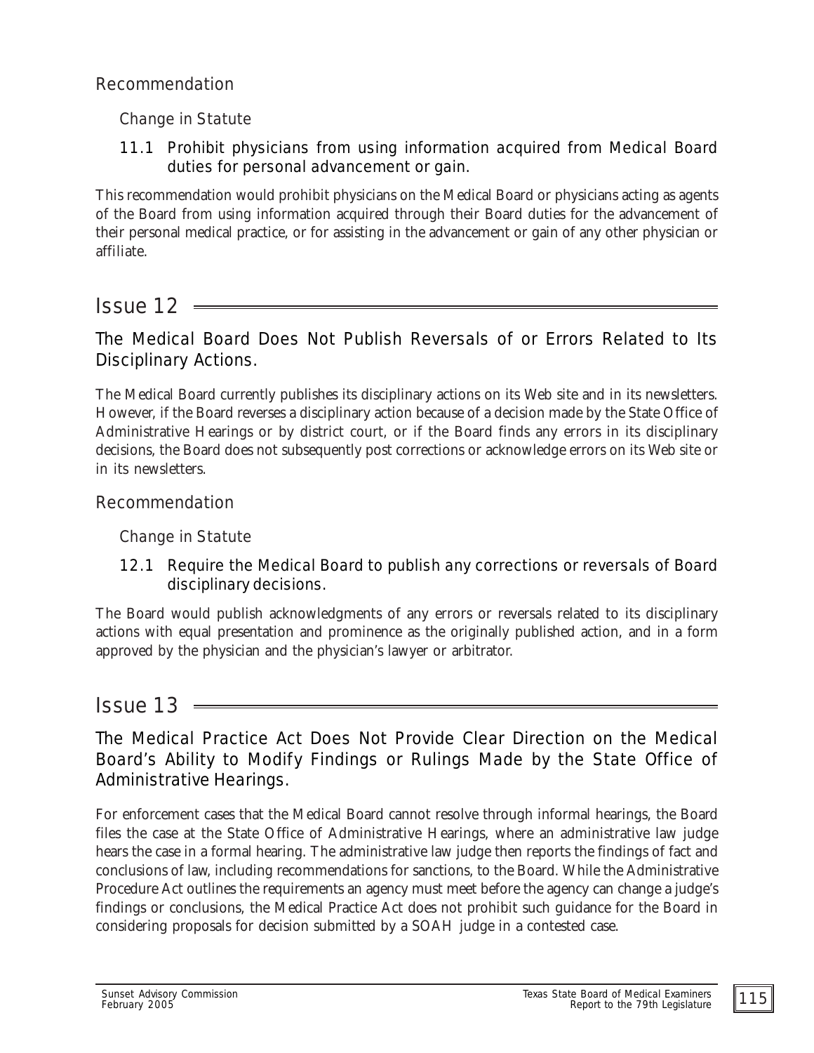### Recommendation

#### Change in Statute

**11.1 Prohibit physicians from using information acquired from Medical Board duties for personal advancement or gain.**

This recommendation would prohibit physicians on the Medical Board or physicians acting as agents of the Board from using information acquired through their Board duties for the advancement of their personal medical practice, or for assisting in the advancement or gain of any other physician or affiliate.

## Issue 12

### The Medical Board Does Not Publish Reversals of or Errors Related to Its Disciplinary Actions.

The Medical Board currently publishes its disciplinary actions on its Web site and in its newsletters. However, if the Board reverses a disciplinary action because of a decision made by the State Office of Administrative Hearings or by district court, or if the Board finds any errors in its disciplinary decisions, the Board does not subsequently post corrections or acknowledge errors on its Web site or in its newsletters.

### Recommendation

#### Change in Statute

**12.1 Require the Medical Board to publish any corrections or reversals of Board disciplinary decisions.**

The Board would publish acknowledgments of any errors or reversals related to its disciplinary actions with equal presentation and prominence as the originally published action, and in a form approved by the physician and the physician's lawyer or arbitrator.

## Issue 13

### The Medical Practice Act Does Not Provide Clear Direction on the Medical Board's Ability to Modify Findings or Rulings Made by the State Office of Administrative Hearings.

For enforcement cases that the Medical Board cannot resolve through informal hearings, the Board files the case at the State Office of Administrative Hearings, where an administrative law judge hears the case in a formal hearing. The administrative law judge then reports the findings of fact and conclusions of law, including recommendations for sanctions, to the Board. While the Administrative Procedure Act outlines the requirements an agency must meet before the agency can change a judge's findings or conclusions, the Medical Practice Act does not prohibit such guidance for the Board in considering proposals for decision submitted by a SOAH judge in a contested case.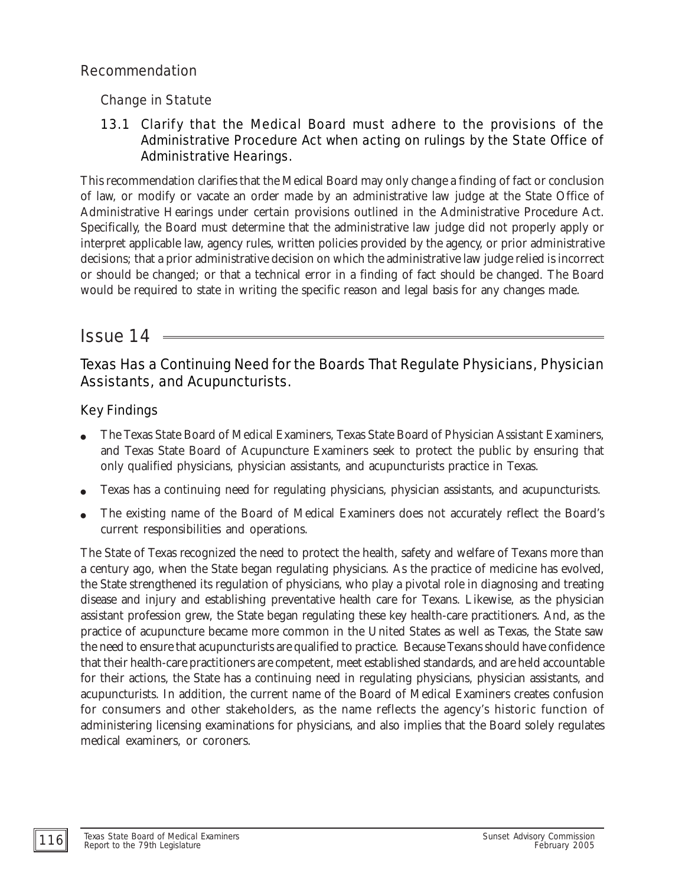## Recommendation

### Change in Statute

#### 13.1 Clarify that the Medical Board must adhere to the provisions of the Administrative Procedure Act when acting on rulings by the State Office of Administrative Hearings.

This recommendation clarifies that the Medical Board may only change a finding of fact or conclusion of law, or modify or vacate an order made by an administrative law judge at the State Office of Administrative Hearings under certain provisions outlined in the Administrative Procedure Act. Specifically, the Board must determine that the administrative law judge did not properly apply or interpret applicable law, agency rules, written policies provided by the agency, or prior administrative decisions; that a prior administrative decision on which the administrative law judge relied is incorrect or should be changed; or that a technical error in a finding of fact should be changed. The Board would be required to state in writing the specific reason and legal basis for any changes made.

# Issue 14

## Texas Has a Continuing Need for the Boards That Regulate Physicians, Physician Assistants, and Acupuncturists.

### Key Findings

- The Texas State Board of Medical Examiners, Texas State Board of Physician Assistant Examiners, and Texas State Board of Acupuncture Examiners seek to protect the public by ensuring that only qualified physicians, physician assistants, and acupuncturists practice in Texas.
- Texas has a continuing need for regulating physicians, physician assistants, and acupuncturists.
- The existing name of the Board of Medical Examiners does not accurately reflect the Board's current responsibilities and operations.

The State of Texas recognized the need to protect the health, safety and welfare of Texans more than a century ago, when the State began regulating physicians. As the practice of medicine has evolved, the State strengthened its regulation of physicians, who play a pivotal role in diagnosing and treating disease and injury and establishing preventative health care for Texans. Likewise, as the physician assistant profession grew, the State began regulating these key health-care practitioners. And, as the practice of acupuncture became more common in the United States as well as Texas, the State saw the need to ensure that acupuncturists are qualified to practice. Because Texans should have confidence that their health-care practitioners are competent, meet established standards, and are held accountable for their actions, the State has a continuing need in regulating physicians, physician assistants, and acupuncturists. In addition, the current name of the Board of Medical Examiners creates confusion for consumers and other stakeholders, as the name reflects the agency's historic function of administering licensing examinations for physicians, and also implies that the Board solely regulates medical examiners, or coroners.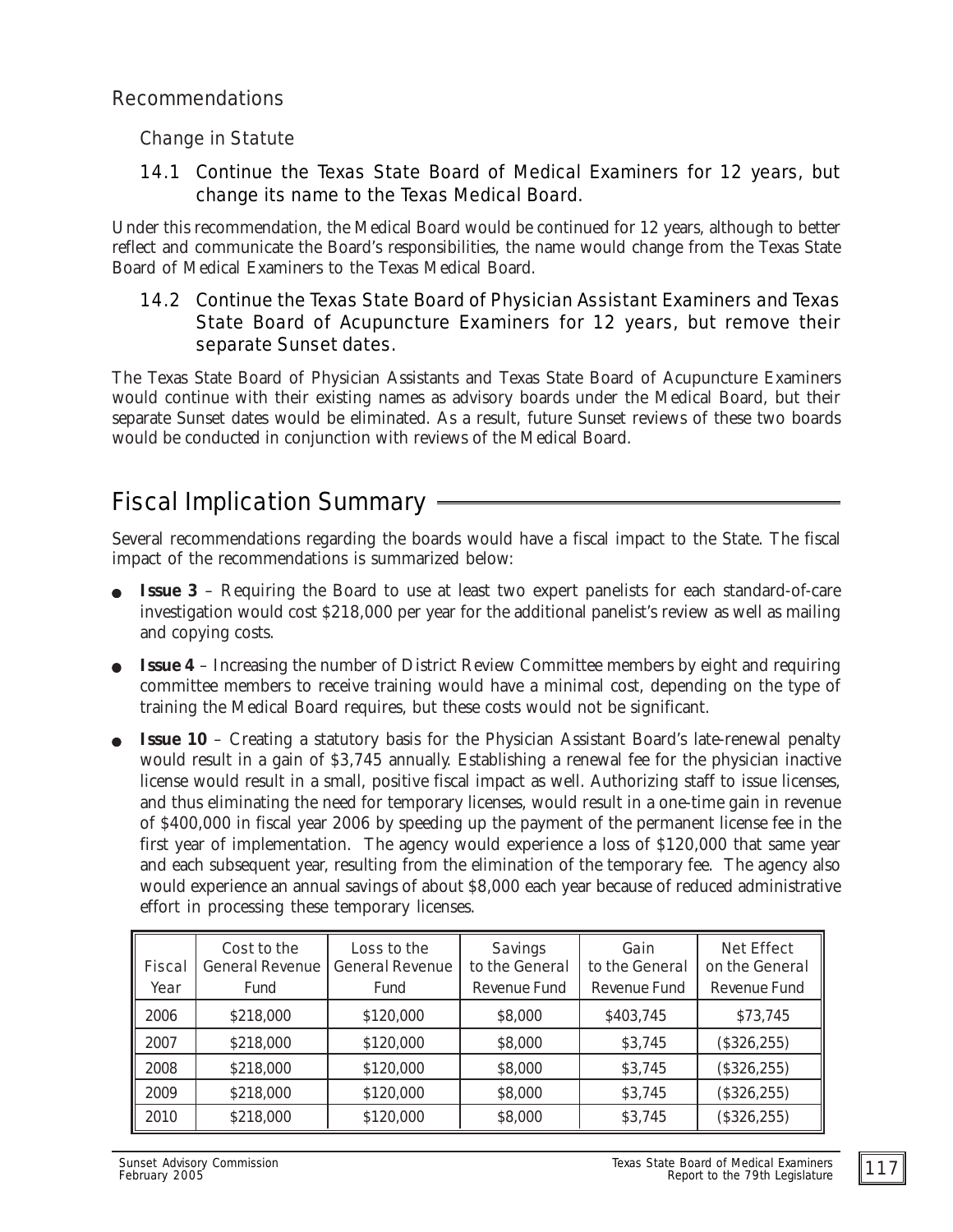## Recommendations

### Change in Statute

#### 14.1 Continue the Texas State Board of Medical Examiners for 12 years, but change its name to the Texas Medical Board.

Under this recommendation, the Medical Board would be continued for 12 years, although to better reflect and communicate the Board's responsibilities, the name would change from the Texas State Board of Medical Examiners to the Texas Medical Board.

#### 14.2 Continue the Texas State Board of Physician Assistant Examiners and Texas State Board of Acupuncture Examiners for 12 years, but remove their separate Sunset dates.

The Texas State Board of Physician Assistants and Texas State Board of Acupuncture Examiners would continue with their existing names as advisory boards under the Medical Board, but their separate Sunset dates would be eliminated. As a result, future Sunset reviews of these two boards would be conducted in conjunction with reviews of the Medical Board.

## Fiscal Implication Summary

Several recommendations regarding the boards would have a fiscal impact to the State. The fiscal impact of the recommendations is summarized below:

- **Issue 3** – Requiring the Board to use at least two expert panelists for each standard-of-care investigation would cost $218,000 per year for the additional panelist's review as well as mailing and copying costs.
- **Issue 4** – Increasing the number of District Review Committee members by eight and requiring committee members to receive training would have a minimal cost, depending on the type of training the Medical Board requires, but these costs would not be significant.
- **Issue 10** – Creating a statutory basis for the Physician Assistant Board's late-renewal penalty would result in a gain of $3,745 annually. Establishing a renewal fee for the physician inactive license would result in a small, positive fiscal impact as well. Authorizing staff to issue licenses, and thus eliminating the need for temporary licenses, would result in a one-time gain in revenue of $400,000 in fiscal year 2006 by speeding up the payment of the permanent license fee in the first year of implementation. The agency would experience a loss of $120,000 that same year and each subsequent year, resulting from the elimination of the temporary fee. The agency also would experience an annual savings of about $8,000 each year because of reduced administrative effort in processing these temporary licenses.

| Fiscal Year | Cost to the General Revenue Fund | Loss to the General Revenue Fund | Savings to the General Revenue Fund | Gain to the General Revenue Fund | Net Effect on the General Revenue Fund |
|---|---|---|---|---|---|
| 2006 | $218,000 | $120,000 | $8,000 | $403,745 | $73,745 |
| 2007 | $218,000 | $120,000 | $8,000 | $3,745 | ($326,255) |
| 2008 | $218,000 | $120,000 | $8,000 | $3,745 | ($326,255) |
| 2009 | $218,000 | $120,000 | $8,000 | $3,745 | ($326,255) |
| 2010 | $218,000 | $120,000 | $8,000 | $3,745 | ($326,255) |